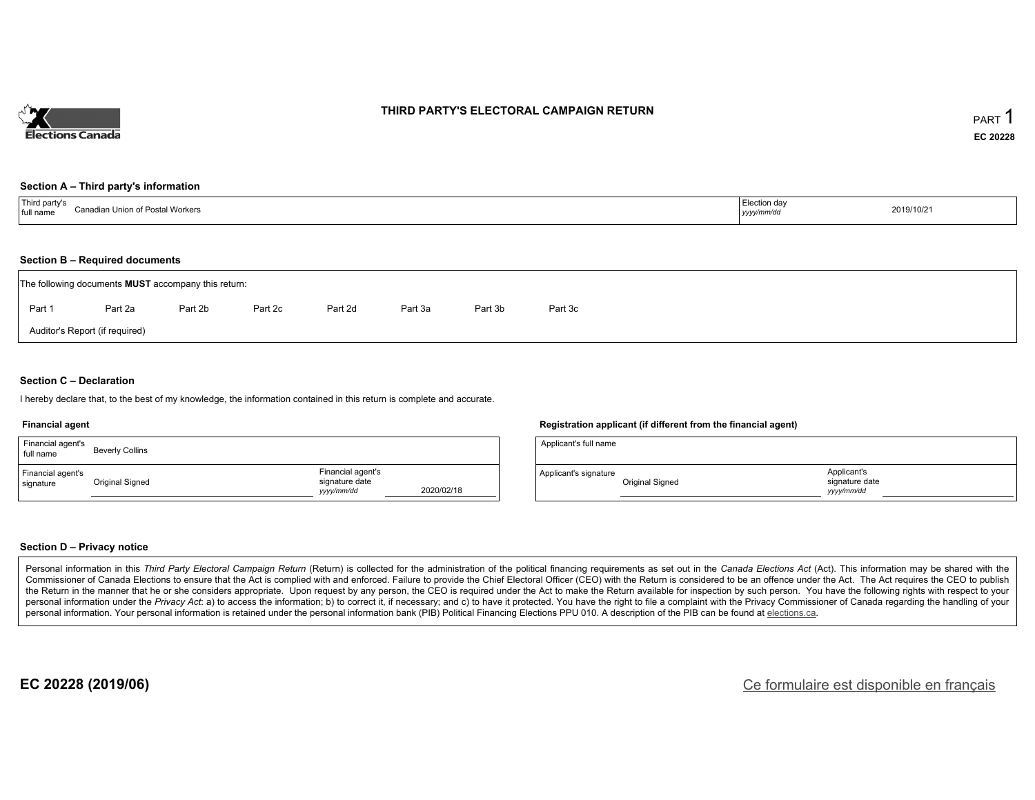Elections Canada

# THIRD PARTY'S ELECTORAL CAMPAIGN RETURN

PART 1

EC 20228

## Section A – Third party's information

| Third party's full name | Canadian Union of Postal Workers | Election day *yyyy/mm/dd* | 2019/10/21 |
|---|---|---|---|

## Section B – Required documents

The following documents **MUST** accompany this return:

Part 1 Part 2a Part 2b Part 2c Part 2d Part 3a Part 3b Part 3c

Auditor's Report (if required)

## Section C – Declaration

I hereby declare that, to the best of my knowledge, the information contained in this return is complete and accurate.

### Financial agent

| Financial agent's full name | Beverly Collins | | |
|---|---|---|---|
| Financial agent's signature | Original Signed | Financial agent's signature date *yyyy/mm/dd* | 2020/02/18 |

### Registration applicant (if different from the financial agent)

| Applicant's full name | | | |
|---|---|---|---|
| Applicant's signature | Original Signed | Applicant's signature date *yyyy/mm/dd* | |

## Section D – Privacy notice

Personal information in this *Third Party Electoral Campaign Return* (Return) is collected for the administration of the political financing requirements as set out in the *Canada Elections Act* (Act). This information may be shared with the Commissioner of Canada Elections to ensure that the Act is complied with and enforced. Failure to provide the Chief Electoral Officer (CEO) with the Return is considered to be an offence under the Act. The Act requires the CEO to publish the Return in the manner that he or she considers appropriate. Upon request by any person, the CEO is required under the Act to make the Return available for inspection by such person. You have the following rights with respect to your personal information under the *Privacy Act*: a) to access the information; b) to correct it, if necessary; and c) to have it protected. You have the right to file a complaint with the Privacy Commissioner of Canada regarding the handling of your personal information. Your personal information is retained under the personal information bank (PIB) Political Financing Elections PPU 010. A description of the PIB can be found at elections.ca.

**EC 20228 (2019/06)**

Ce formulaire est disponible en français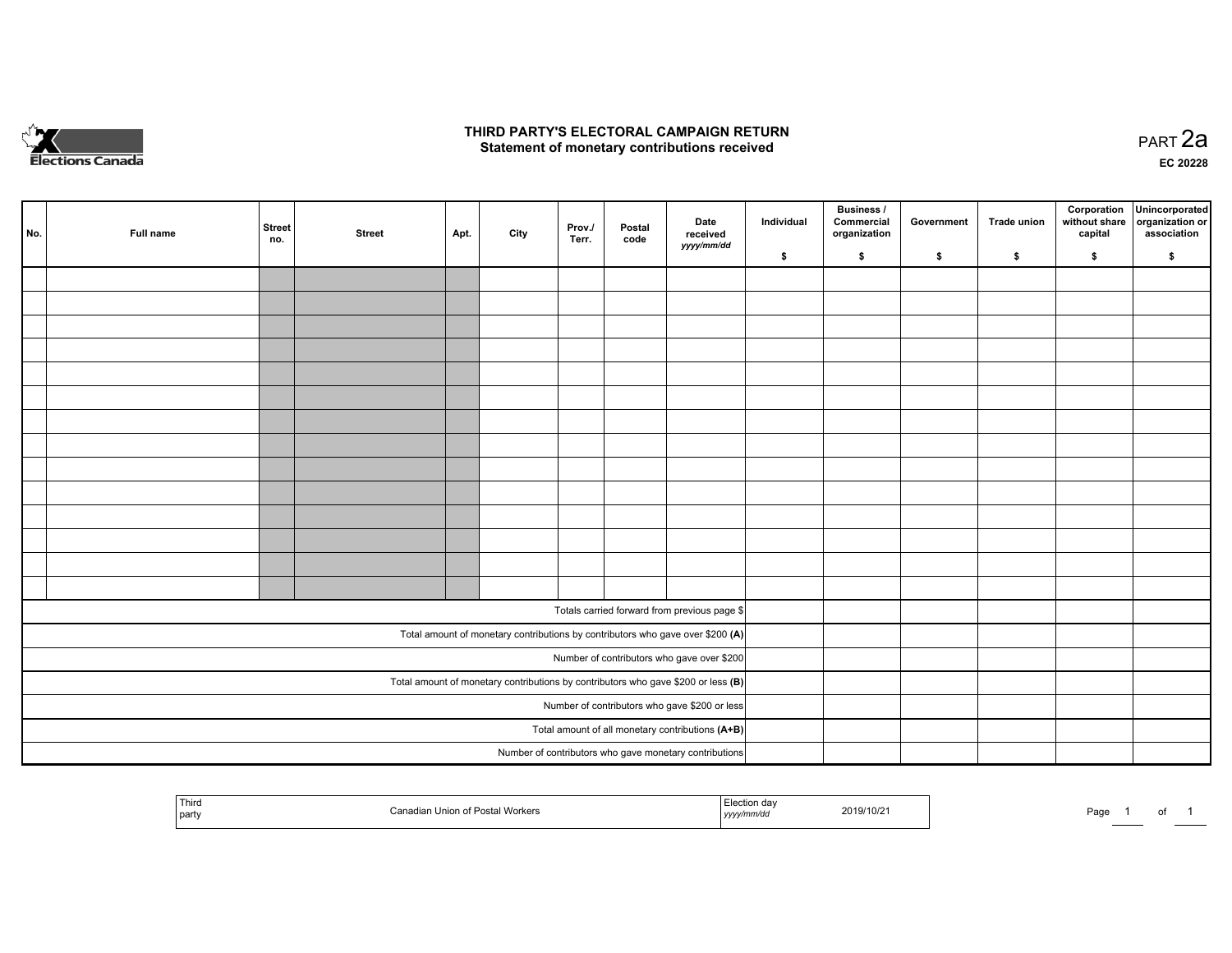# THIRD PARTY'S ELECTORAL CAMPAIGN RETURN

## Statement of monetary contributions received

PART 2a

EC 20228

| No. | Full name | Street no. | Street | Apt. | City | Prov./ Terr. | Postal code | Date received yyyy/mm/dd | Individual $ | Business / Commercial organization $ | Government $ | Trade union $ | Corporation without share capital $ | Unincorporated organization or association $ |
|---|---|---|---|---|---|---|---|---|---|---|---|---|---|---|
| | | | | | | | | | | | | | | |
| | | | | | | | | | | | | | | |
| | | | | | | | | | | | | | | |
| | | | | | | | | | | | | | | |
| | | | | | | | | | | | | | | |
| | | | | | | | | | | | | | | |
| | | | | | | | | | | | | | | |
| | | | | | | | | | | | | | | |
| | | | | | | | | | | | | | | |
| | | | | | | | | | | | | | | |
| | | | | | | | | | | | | | | |
| | | | | | | | | | | | | | | |
| | | | | | | | | | | | | | | |
| | | | | | | | | | | | | | | |
| Totals carried forward from previous page $ | | | | | | | | | | | | | | |
| Total amount of monetary contributions by contributors who gave over $200 **(A)** | | | | | | | | | | | | | | |
| Number of contributors who gave over $200 | | | | | | | | | | | | | | |
| Total amount of monetary contributions by contributors who gave $200 or less **(B)** | | | | | | | | | | | | | | |
| Number of contributors who gave $200 or less | | | | | | | | | | | | | | |
| Total amount of all monetary contributions **(A+B)** | | | | | | | | | | | | | | |
| Number of contributors who gave monetary contributions | | | | | | | | | | | | | | |

| Third party | Canadian Union of Postal Workers | Election day yyyy/mm/dd | 2019/10/21 |
|---|---|---|---|

Page 1 of 1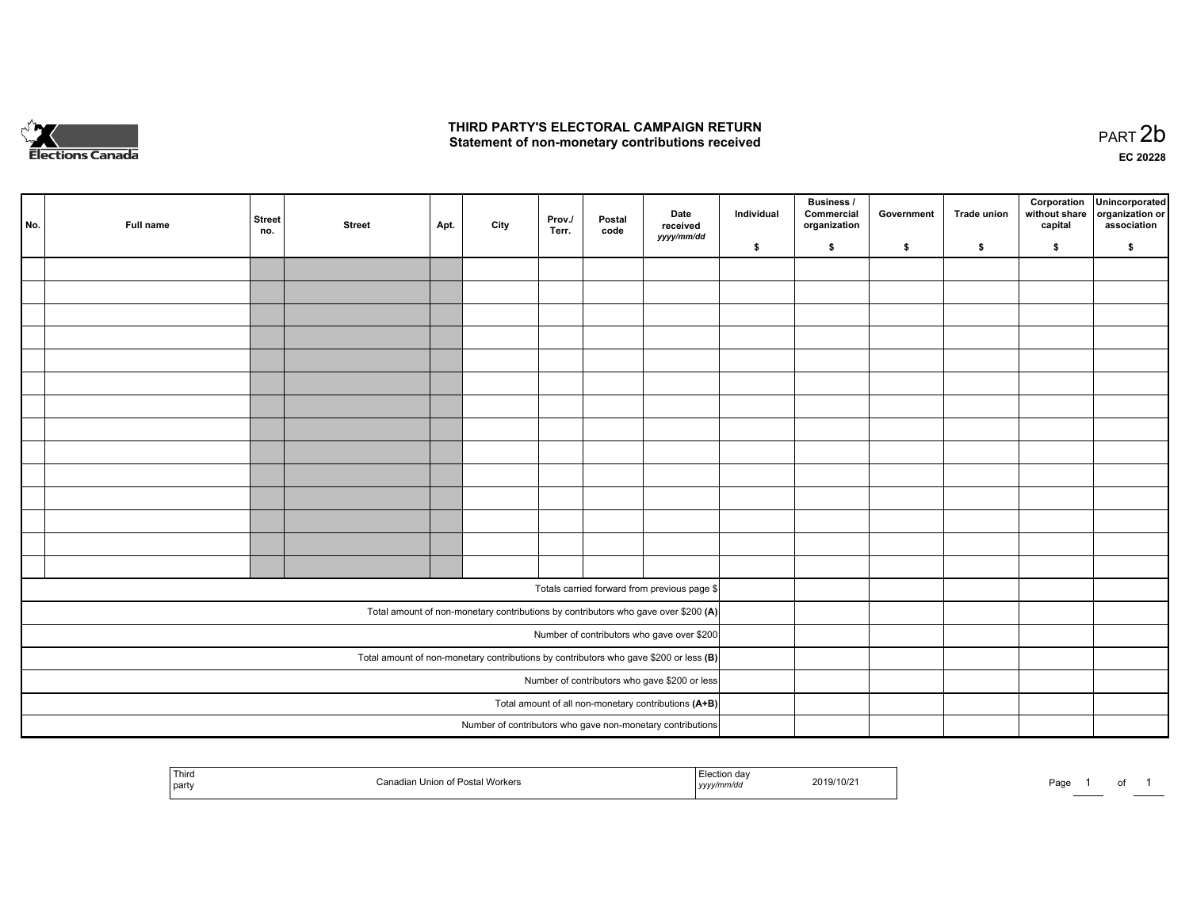# THIRD PARTY'S ELECTORAL CAMPAIGN RETURN
## Statement of non-monetary contributions received

PART 2b

EC 20228

| No. | Full name | Street no. | Street | Apt. | City | Prov./ Terr. | Postal code | Date received *yyyy/mm/dd* | Individual $ | Business / Commercial organization $ | Government $ | Trade union $ | Corporation without share capital $ | Unincorporated organization or association $ |
|---|---|---|---|---|---|---|---|---|---|---|---|---|---|---|
| | | | | | | | | | | | | | | |
| | | | | | | | | | | | | | | |
| | | | | | | | | | | | | | | |
| | | | | | | | | | | | | | | |
| | | | | | | | | | | | | | | |
| | | | | | | | | | | | | | | |
| | | | | | | | | | | | | | | |
| | | | | | | | | | | | | | | |
| | | | | | | | | | | | | | | |
| | | | | | | | | | | | | | | |
| | | | | | | | | | | | | | | |
| | | | | | | | | | | | | | | |
| | | | | | | | | | | | | | | |
| | | | | | | | | | | | | | | |
| Totals carried forward from previous page $ | | | | | | | | | | | | | | |
| Total amount of non-monetary contributions by contributors who gave over $200 **(A)** | | | | | | | | | | | | | | |
| Number of contributors who gave over $200 | | | | | | | | | | | | | | |
| Total amount of non-monetary contributions by contributors who gave $200 or less **(B)** | | | | | | | | | | | | | | |
| Number of contributors who gave $200 or less | | | | | | | | | | | | | | |
| Total amount of all non-monetary contributions **(A+B)** | | | | | | | | | | | | | | |
| Number of contributors who gave non-monetary contributions | | | | | | | | | | | | | | |

| Third party | Canadian Union of Postal Workers | Election day *yyyy/mm/dd* | 2019/10/21 |
|---|---|---|---|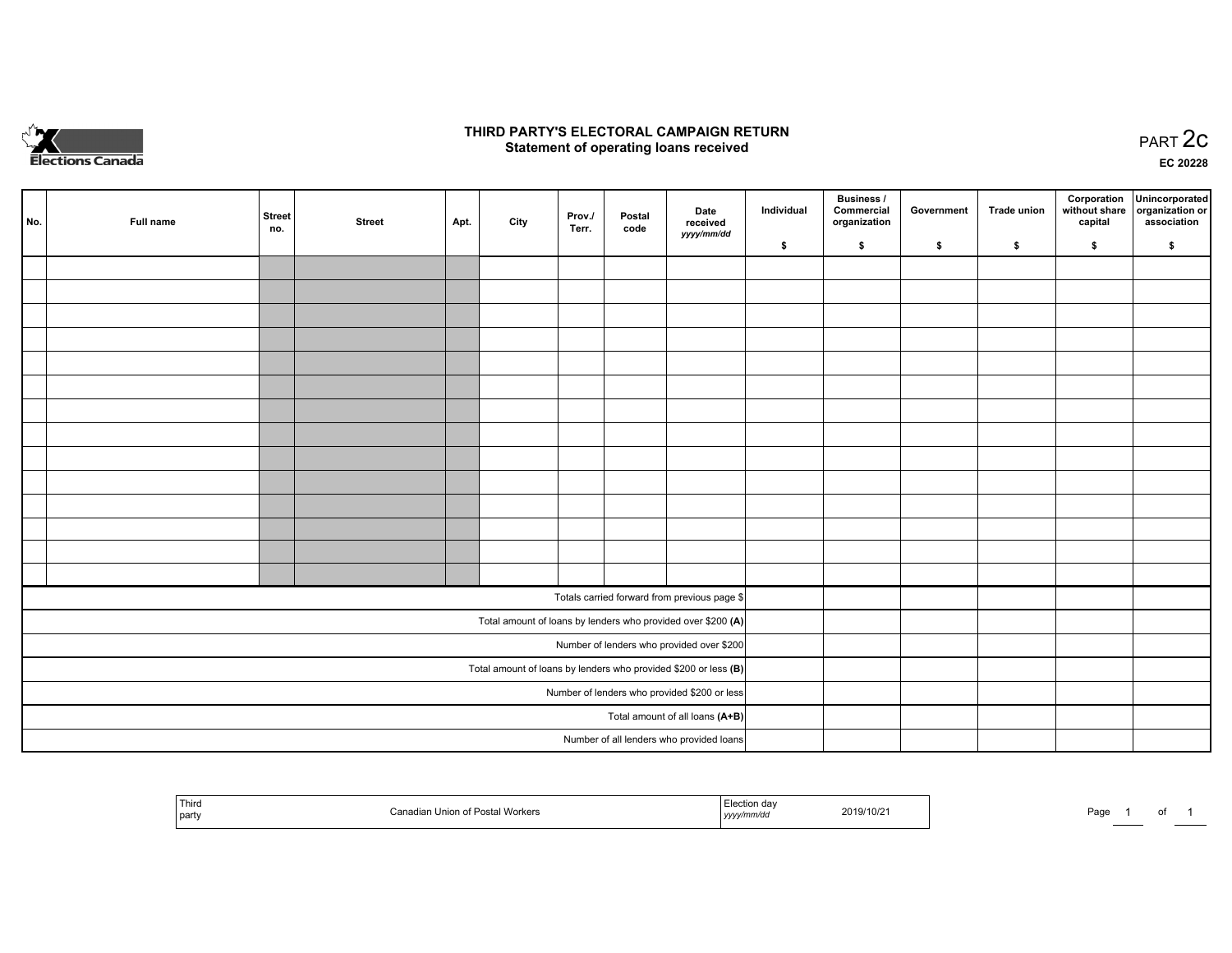Elections Canada

# THIRD PARTY'S ELECTORAL CAMPAIGN RETURN
## Statement of operating loans received

PART 2c

EC 20228

| No. | Full name | Street no. | Street | Apt. | City | Prov./ Terr. | Postal code | Date received *yyyy/mm/dd* | Individual $ | Business / Commercial organization $ | Government $ | Trade union $ | Corporation without share capital $ | Unincorporated organization or association $ |
|---|---|---|---|---|---|---|---|---|---|---|---|---|---|---|
| | | | | | | | | | | | | | | |
| | | | | | | | | | | | | | | |
| | | | | | | | | | | | | | | |
| | | | | | | | | | | | | | | |
| | | | | | | | | | | | | | | |
| | | | | | | | | | | | | | | |
| | | | | | | | | | | | | | | |
| | | | | | | | | | | | | | | |
| | | | | | | | | | | | | | | |
| | | | | | | | | | | | | | | |
| | | | | | | | | | | | | | | |
| | | | | | | | | | | | | | | |
| | | | | | | | | | | | | | | |
| | | | | | | | | | | | | | | |
| Totals carried forward from previous page $ | | | | | | | | | | | | | | |
| Total amount of loans by lenders who provided over $200 **(A)** | | | | | | | | | | | | | | |
| Number of lenders who provided over $200 | | | | | | | | | | | | | | |
| Total amount of loans by lenders who provided $200 or less **(B)** | | | | | | | | | | | | | | |
| Number of lenders who provided $200 or less | | | | | | | | | | | | | | |
| Total amount of all loans **(A+B)** | | | | | | | | | | | | | | |
| Number of all lenders who provided loans | | | | | | | | | | | | | | |

| Third party | Canadian Union of Postal Workers | Election day *yyyy/mm/dd* | 2019/10/21 |
|---|---|---|---|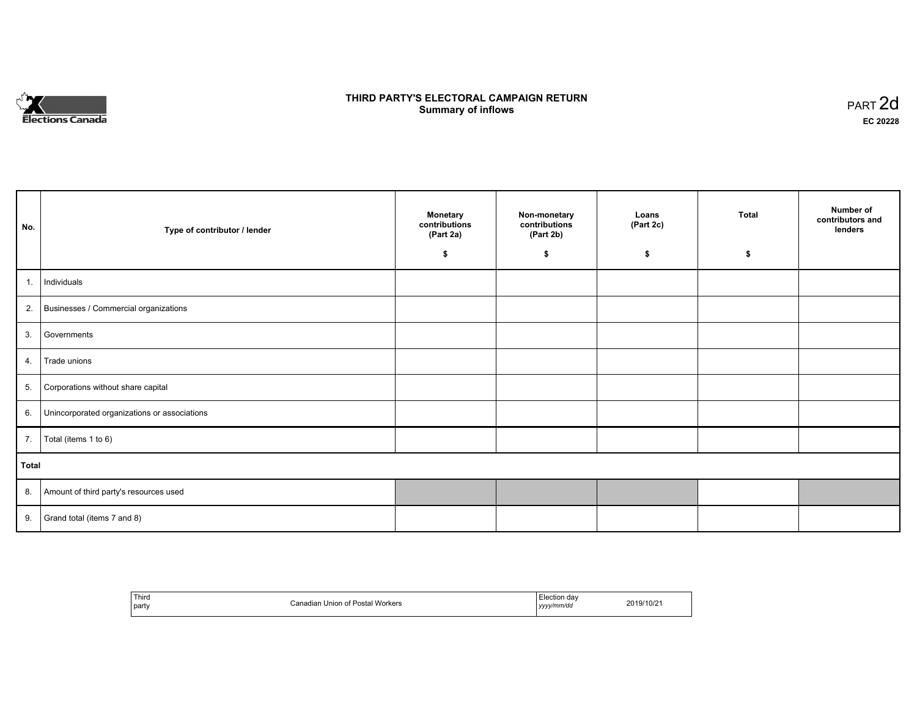# THIRD PARTY'S ELECTORAL CAMPAIGN RETURN
## Summary of inflows

PART 2d

EC 20228

| No. | Type of contributor / lender | Monetary contributions (Part 2a) $ | Non-monetary contributions (Part 2b) $ | Loans (Part 2c) $ | Total $ | Number of contributors and lenders |
|---|---|---|---|---|---|---|
| 1. | Individuals | | | | | |
| 2. | Businesses / Commercial organizations | | | | | |
| 3. | Governments | | | | | |
| 4. | Trade unions | | | | | |
| 5. | Corporations without share capital | | | | | |
| 6. | Unincorporated organizations or associations | | | | | |
| 7. | Total (items 1 to 6) | | | | | |
| **Total** | | | | | | |
| 8. | Amount of third party's resources used | | | | | |
| 9. | Grand total (items 7 and 8) | | | | | |

| Third party | Canadian Union of Postal Workers | Election day *yyyy/mm/dd* | 2019/10/21 |
|---|---|---|---|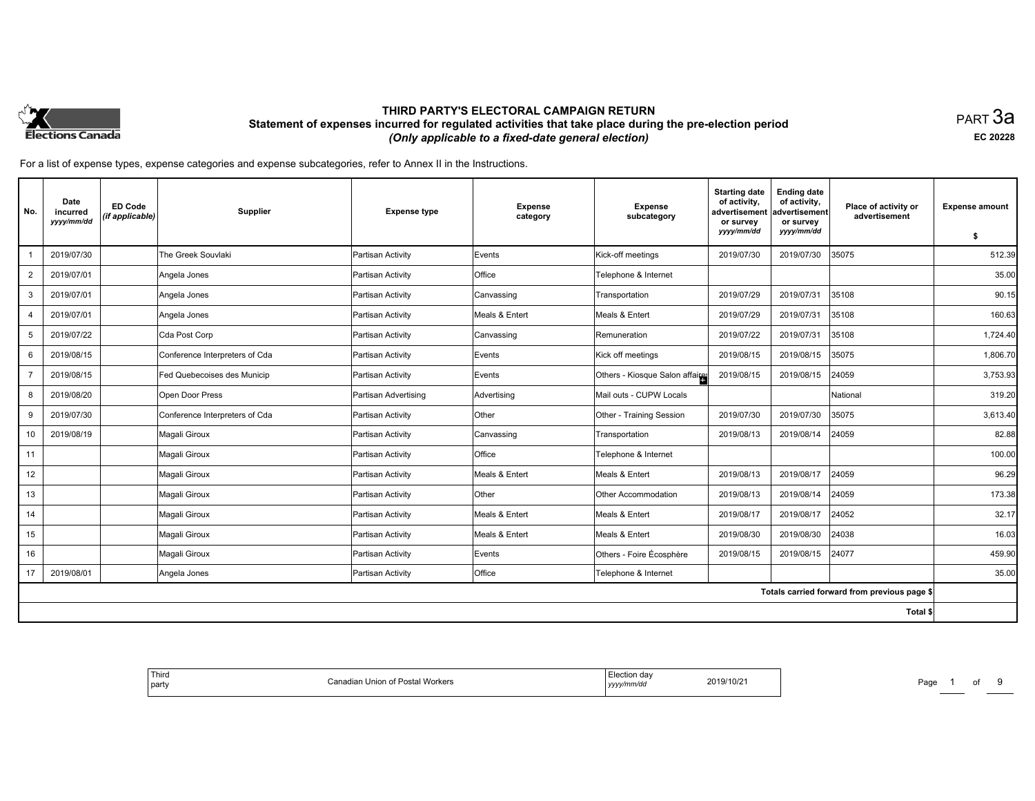# THIRD PARTY'S ELECTORAL CAMPAIGN RETURN

## Statement of expenses incurred for regulated activities that take place during the pre-election period

*(Only applicable to a fixed-date general election)*

PART 3a

EC 20228

For a list of expense types, expense categories and expense subcategories, refer to Annex II in the Instructions.

| No. | Date incurred *yyyy/mm/dd* | ED Code *(if applicable)* | Supplier | Expense type | Expense category | Expense subcategory | Starting date of activity, advertisement or survey *yyyy/mm/dd* | Ending date of activity, advertisement or survey *yyyy/mm/dd* | Place of activity or advertisement | Expense amount $ |
|---|---|---|---|---|---|---|---|---|---|---|
| 1 | 2019/07/30 | | The Greek Souvlaki | Partisan Activity | Events | Kick-off meetings | 2019/07/30 | 2019/07/30 | 35075 | 512.39 |
| 2 | 2019/07/01 | | Angela Jones | Partisan Activity | Office | Telephone & Internet | | | | 35.00 |
| 3 | 2019/07/01 | | Angela Jones | Partisan Activity | Canvassing | Transportation | 2019/07/29 | 2019/07/31 | 35108 | 90.15 |
| 4 | 2019/07/01 | | Angela Jones | Partisan Activity | Meals & Entert | Meals & Entert | 2019/07/29 | 2019/07/31 | 35108 | 160.63 |
| 5 | 2019/07/22 | | Cda Post Corp | Partisan Activity | Canvassing | Remuneration | 2019/07/22 | 2019/07/31 | 35108 | 1,724.40 |
| 6 | 2019/08/15 | | Conference Interpreters of Cda | Partisan Activity | Events | Kick off meetings | 2019/08/15 | 2019/08/15 | 35075 | 1,806.70 |
| 7 | 2019/08/15 | | Fed Quebecoises des Municip | Partisan Activity | Events | Others - Kiosque Salon affaire | 2019/08/15 | 2019/08/15 | 24059 | 3,753.93 |
| 8 | 2019/08/20 | | Open Door Press | Partisan Advertising | Advertising | Mail outs - CUPW Locals | | | National | 319.20 |
| 9 | 2019/07/30 | | Conference Interpreters of Cda | Partisan Activity | Other | Other - Training Session | 2019/07/30 | 2019/07/30 | 35075 | 3,613.40 |
| 10 | 2019/08/19 | | Magali Giroux | Partisan Activity | Canvassing | Transportation | 2019/08/13 | 2019/08/14 | 24059 | 82.88 |
| 11 | | | Magali Giroux | Partisan Activity | Office | Telephone & Internet | | | | 100.00 |
| 12 | | | Magali Giroux | Partisan Activity | Meals & Entert | Meals & Entert | 2019/08/13 | 2019/08/17 | 24059 | 96.29 |
| 13 | | | Magali Giroux | Partisan Activity | Other | Other Accommodation | 2019/08/13 | 2019/08/14 | 24059 | 173.38 |
| 14 | | | Magali Giroux | Partisan Activity | Meals & Entert | Meals & Entert | 2019/08/17 | 2019/08/17 | 24052 | 32.17 |
| 15 | | | Magali Giroux | Partisan Activity | Meals & Entert | Meals & Entert | 2019/08/30 | 2019/08/30 | 24038 | 16.03 |
| 16 | | | Magali Giroux | Partisan Activity | Events | Others - Foire Écosphère | 2019/08/15 | 2019/08/15 | 24077 | 459.90 |
| 17 | 2019/08/01 | | Angela Jones | Partisan Activity | Office | Telephone & Internet | | | | 35.00 |
| | | | | | | | | | Totals carried forward from previous page $ | |
| | | | | | | | | | Total $ | |

| Third party | Canadian Union of Postal Workers | Election day *yyyy/mm/dd* | 2019/10/21 |
|---|---|---|---|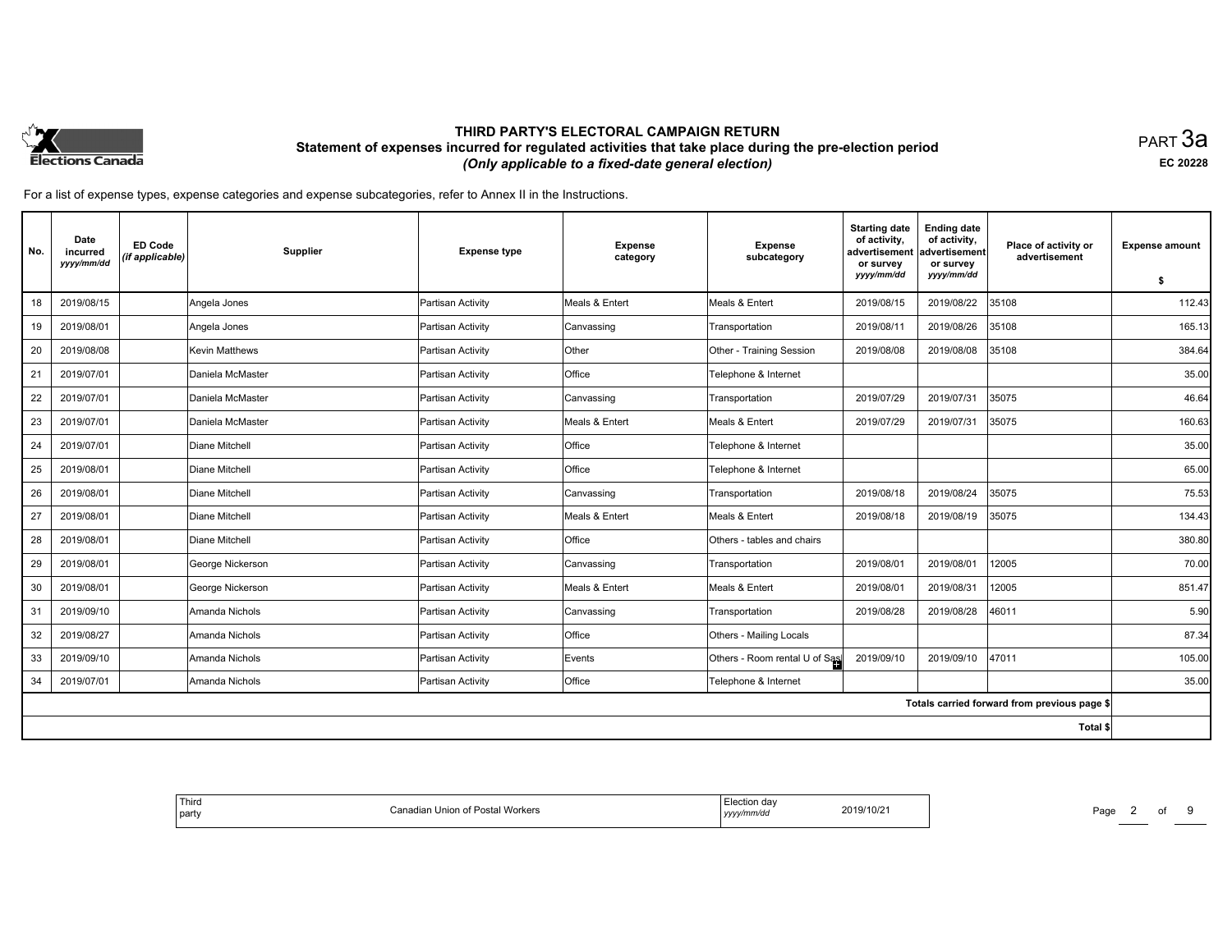# THIRD PARTY'S ELECTORAL CAMPAIGN RETURN

## Statement of expenses incurred for regulated activities that take place during the pre-election period

*(Only applicable to a fixed-date general election)*

PART 3a

EC 20228

For a list of expense types, expense categories and expense subcategories, refer to Annex II in the Instructions.

| No. | Date incurred *yyyy/mm/dd* | ED Code *(if applicable)* | Supplier | Expense type | Expense category | Expense subcategory | Starting date of activity, advertisement or survey *yyyy/mm/dd* | Ending date of activity, advertisement or survey *yyyy/mm/dd* | Place of activity or advertisement | Expense amount $ |
|---|---|---|---|---|---|---|---|---|---|---|
| 18 | 2019/08/15 | | Angela Jones | Partisan Activity | Meals & Entert | Meals & Entert | 2019/08/15 | 2019/08/22 | 35108 | 112.43 |
| 19 | 2019/08/01 | | Angela Jones | Partisan Activity | Canvassing | Transportation | 2019/08/11 | 2019/08/26 | 35108 | 165.13 |
| 20 | 2019/08/08 | | Kevin Matthews | Partisan Activity | Other | Other - Training Session | 2019/08/08 | 2019/08/08 | 35108 | 384.64 |
| 21 | 2019/07/01 | | Daniela McMaster | Partisan Activity | Office | Telephone & Internet | | | | 35.00 |
| 22 | 2019/07/01 | | Daniela McMaster | Partisan Activity | Canvassing | Transportation | 2019/07/29 | 2019/07/31 | 35075 | 46.64 |
| 23 | 2019/07/01 | | Daniela McMaster | Partisan Activity | Meals & Entert | Meals & Entert | 2019/07/29 | 2019/07/31 | 35075 | 160.63 |
| 24 | 2019/07/01 | | Diane Mitchell | Partisan Activity | Office | Telephone & Internet | | | | 35.00 |
| 25 | 2019/08/01 | | Diane Mitchell | Partisan Activity | Office | Telephone & Internet | | | | 65.00 |
| 26 | 2019/08/01 | | Diane Mitchell | Partisan Activity | Canvassing | Transportation | 2019/08/18 | 2019/08/24 | 35075 | 75.53 |
| 27 | 2019/08/01 | | Diane Mitchell | Partisan Activity | Meals & Entert | Meals & Entert | 2019/08/18 | 2019/08/19 | 35075 | 134.43 |
| 28 | 2019/08/01 | | Diane Mitchell | Partisan Activity | Office | Others - tables and chairs | | | | 380.80 |
| 29 | 2019/08/01 | | George Nickerson | Partisan Activity | Canvassing | Transportation | 2019/08/01 | 2019/08/01 | 12005 | 70.00 |
| 30 | 2019/08/01 | | George Nickerson | Partisan Activity | Meals & Entert | Meals & Entert | 2019/08/01 | 2019/08/31 | 12005 | 851.47 |
| 31 | 2019/09/10 | | Amanda Nichols | Partisan Activity | Canvassing | Transportation | 2019/08/28 | 2019/08/28 | 46011 | 5.90 |
| 32 | 2019/08/27 | | Amanda Nichols | Partisan Activity | Office | Others - Mailing Locals | | | | 87.34 |
| 33 | 2019/09/10 | | Amanda Nichols | Partisan Activity | Events | Others - Room rental U of Sas | 2019/09/10 | 2019/09/10 | 47011 | 105.00 |
| 34 | 2019/07/01 | | Amanda Nichols | Partisan Activity | Office | Telephone & Internet | | | | 35.00 |
| | | | | | | | | | Totals carried forward from previous page $ | |
| | | | | | | | | | Total $ | |

| Third party | Canadian Union of Postal Workers | Election day *yyyy/mm/dd* | 2019/10/21 |
|---|---|---|---|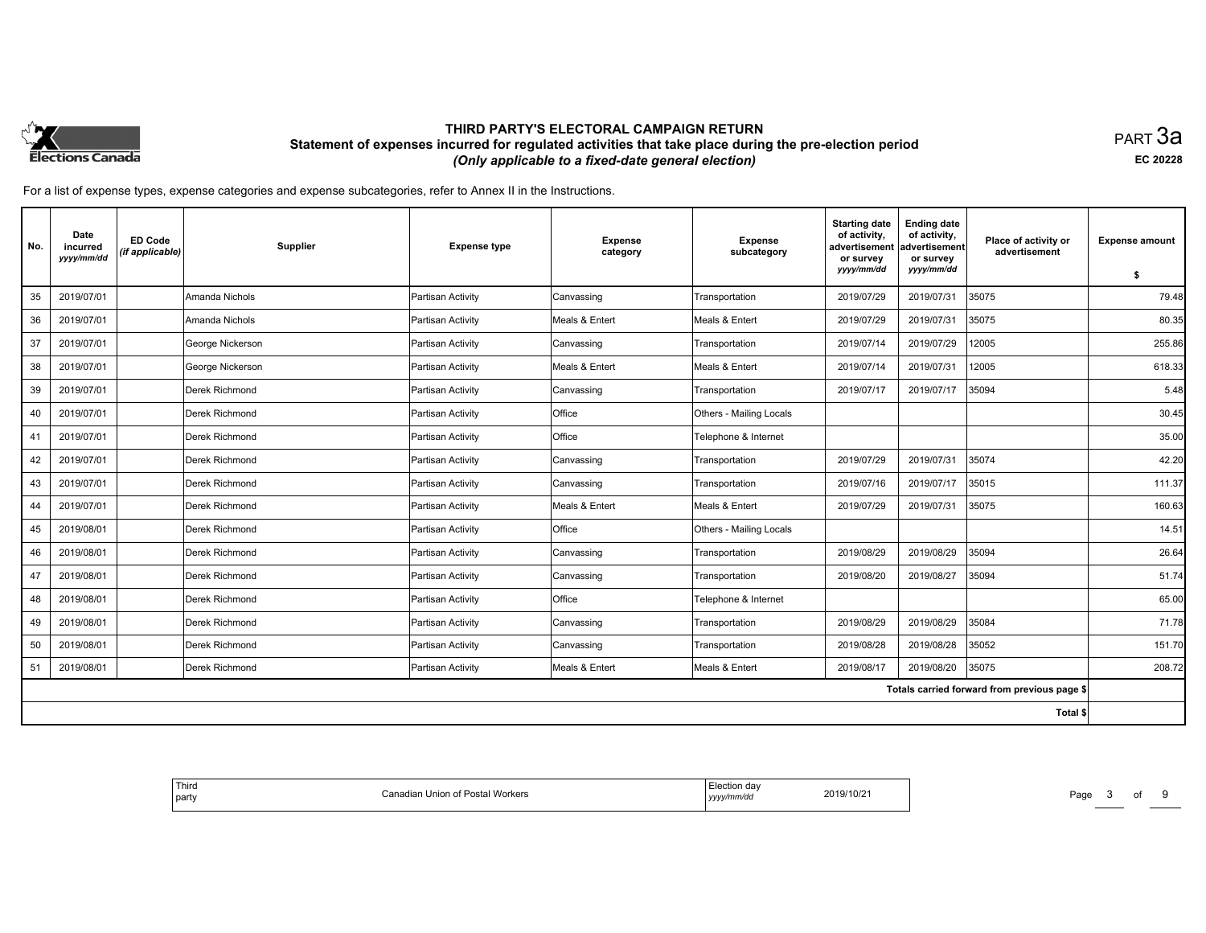# THIRD PARTY'S ELECTORAL CAMPAIGN RETURN

## Statement of expenses incurred for regulated activities that take place during the pre-election period

*(Only applicable to a fixed-date general election)*

PART 3a

EC 20228

For a list of expense types, expense categories and expense subcategories, refer to Annex II in the Instructions.

| No. | Date incurred *yyyy/mm/dd* | ED Code *(if applicable)* | Supplier | Expense type | Expense category | Expense subcategory | Starting date of activity, advertisement or survey *yyyy/mm/dd* | Ending date of activity, advertisement or survey *yyyy/mm/dd* | Place of activity or advertisement | Expense amount $ |
|---|---|---|---|---|---|---|---|---|---|---|
| 35 | 2019/07/01 | | Amanda Nichols | Partisan Activity | Canvassing | Transportation | 2019/07/29 | 2019/07/31 | 35075 | 79.48 |
| 36 | 2019/07/01 | | Amanda Nichols | Partisan Activity | Meals & Entert | Meals & Entert | 2019/07/29 | 2019/07/31 | 35075 | 80.35 |
| 37 | 2019/07/01 | | George Nickerson | Partisan Activity | Canvassing | Transportation | 2019/07/14 | 2019/07/29 | 12005 | 255.86 |
| 38 | 2019/07/01 | | George Nickerson | Partisan Activity | Meals & Entert | Meals & Entert | 2019/07/14 | 2019/07/31 | 12005 | 618.33 |
| 39 | 2019/07/01 | | Derek Richmond | Partisan Activity | Canvassing | Transportation | 2019/07/17 | 2019/07/17 | 35094 | 5.48 |
| 40 | 2019/07/01 | | Derek Richmond | Partisan Activity | Office | Others - Mailing Locals | | | | 30.45 |
| 41 | 2019/07/01 | | Derek Richmond | Partisan Activity | Office | Telephone & Internet | | | | 35.00 |
| 42 | 2019/07/01 | | Derek Richmond | Partisan Activity | Canvassing | Transportation | 2019/07/29 | 2019/07/31 | 35074 | 42.20 |
| 43 | 2019/07/01 | | Derek Richmond | Partisan Activity | Canvassing | Transportation | 2019/07/16 | 2019/07/17 | 35015 | 111.37 |
| 44 | 2019/07/01 | | Derek Richmond | Partisan Activity | Meals & Entert | Meals & Entert | 2019/07/29 | 2019/07/31 | 35075 | 160.63 |
| 45 | 2019/08/01 | | Derek Richmond | Partisan Activity | Office | Others - Mailing Locals | | | | 14.51 |
| 46 | 2019/08/01 | | Derek Richmond | Partisan Activity | Canvassing | Transportation | 2019/08/29 | 2019/08/29 | 35094 | 26.64 |
| 47 | 2019/08/01 | | Derek Richmond | Partisan Activity | Canvassing | Transportation | 2019/08/20 | 2019/08/27 | 35094 | 51.74 |
| 48 | 2019/08/01 | | Derek Richmond | Partisan Activity | Office | Telephone & Internet | | | | 65.00 |
| 49 | 2019/08/01 | | Derek Richmond | Partisan Activity | Canvassing | Transportation | 2019/08/29 | 2019/08/29 | 35084 | 71.78 |
| 50 | 2019/08/01 | | Derek Richmond | Partisan Activity | Canvassing | Transportation | 2019/08/28 | 2019/08/28 | 35052 | 151.70 |
| 51 | 2019/08/01 | | Derek Richmond | Partisan Activity | Meals & Entert | Meals & Entert | 2019/08/17 | 2019/08/20 | 35075 | 208.72 |
| | | | | | | | | | Totals carried forward from previous page $ | |
| | | | | | | | | | Total $ | |

| Third party | Canadian Union of Postal Workers | Election day *yyyy/mm/dd* | 2019/10/21 |
|---|---|---|---|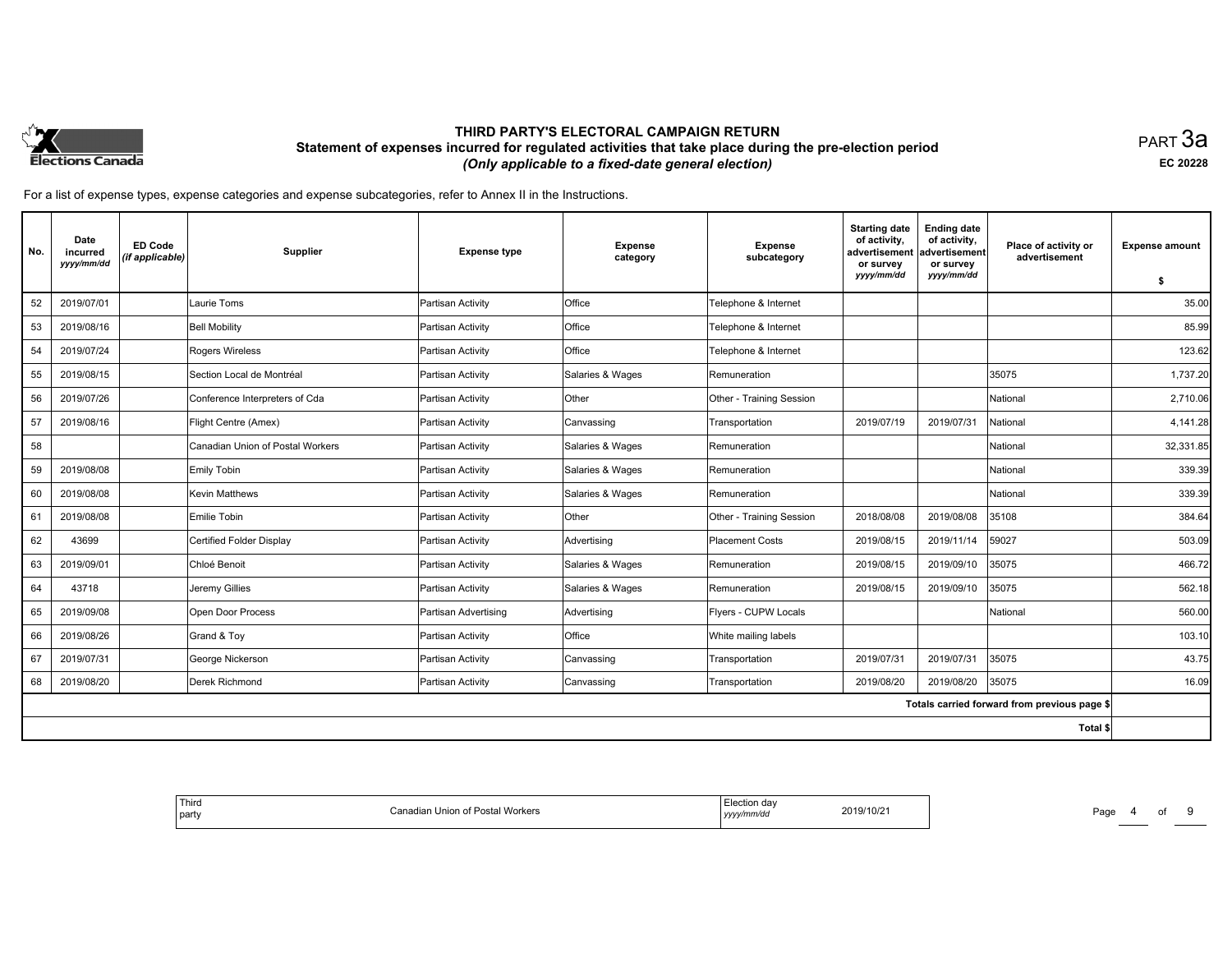# THIRD PARTY'S ELECTORAL CAMPAIGN RETURN

## Statement of expenses incurred for regulated activities that take place during the pre-election period

*(Only applicable to a fixed-date general election)*

PART 3a

EC 20228

For a list of expense types, expense categories and expense subcategories, refer to Annex II in the Instructions.

| No. | Date incurred *yyyy/mm/dd* | ED Code *(if applicable)* | Supplier | Expense type | Expense category | Expense subcategory | Starting date of activity, advertisement or survey *yyyy/mm/dd* | Ending date of activity, advertisement or survey *yyyy/mm/dd* | Place of activity or advertisement | Expense amount $ |
|---|---|---|---|---|---|---|---|---|---|---|
| 52 | 2019/07/01 | | Laurie Toms | Partisan Activity | Office | Telephone & Internet | | | | 35.00 |
| 53 | 2019/08/16 | | Bell Mobility | Partisan Activity | Office | Telephone & Internet | | | | 85.99 |
| 54 | 2019/07/24 | | Rogers Wireless | Partisan Activity | Office | Telephone & Internet | | | | 123.62 |
| 55 | 2019/08/15 | | Section Local de Montréal | Partisan Activity | Salaries & Wages | Remuneration | | | 35075 | 1,737.20 |
| 56 | 2019/07/26 | | Conference Interpreters of Cda | Partisan Activity | Other | Other - Training Session | | | National | 2,710.06 |
| 57 | 2019/08/16 | | Flight Centre (Amex) | Partisan Activity | Canvassing | Transportation | 2019/07/19 | 2019/07/31 | National | 4,141.28 |
| 58 | | | Canadian Union of Postal Workers | Partisan Activity | Salaries & Wages | Remuneration | | | National | 32,331.85 |
| 59 | 2019/08/08 | | Emily Tobin | Partisan Activity | Salaries & Wages | Remuneration | | | National | 339.39 |
| 60 | 2019/08/08 | | Kevin Matthews | Partisan Activity | Salaries & Wages | Remuneration | | | National | 339.39 |
| 61 | 2019/08/08 | | Emilie Tobin | Partisan Activity | Other | Other - Training Session | 2018/08/08 | 2019/08/08 | 35108 | 384.64 |
| 62 | 43699 | | Certified Folder Display | Partisan Activity | Advertising | Placement Costs | 2019/08/15 | 2019/11/14 | 59027 | 503.09 |
| 63 | 2019/09/01 | | Chloé Benoit | Partisan Activity | Salaries & Wages | Remuneration | 2019/08/15 | 2019/09/10 | 35075 | 466.72 |
| 64 | 43718 | | Jeremy Gillies | Partisan Activity | Salaries & Wages | Remuneration | 2019/08/15 | 2019/09/10 | 35075 | 562.18 |
| 65 | 2019/09/08 | | Open Door Process | Partisan Advertising | Advertising | Flyers - CUPW Locals | | | National | 560.00 |
| 66 | 2019/08/26 | | Grand & Toy | Partisan Activity | Office | White mailing labels | | | | 103.10 |
| 67 | 2019/07/31 | | George Nickerson | Partisan Activity | Canvassing | Transportation | 2019/07/31 | 2019/07/31 | 35075 | 43.75 |
| 68 | 2019/08/20 | | Derek Richmond | Partisan Activity | Canvassing | Transportation | 2019/08/20 | 2019/08/20 | 35075 | 16.09 |
| | | | | | | | | | Totals carried forward from previous page $ | |
| | | | | | | | | | Total $ | |

| Third party | Canadian Union of Postal Workers | Election day *yyyy/mm/dd* | 2019/10/21 |
|---|---|---|---|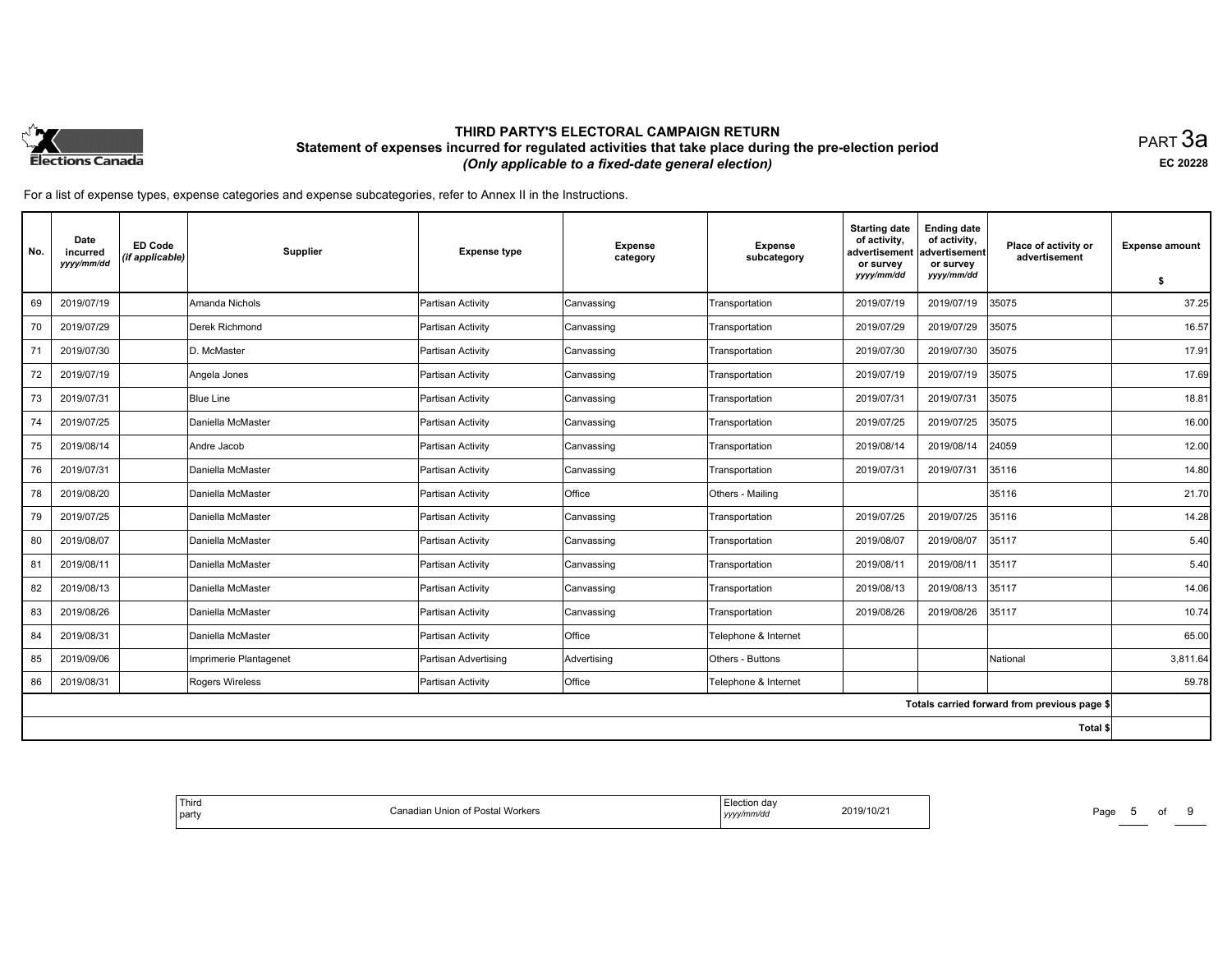# THIRD PARTY'S ELECTORAL CAMPAIGN RETURN

## Statement of expenses incurred for regulated activities that take place during the pre-election period

*(Only applicable to a fixed-date general election)*

PART 3a

EC 20228

For a list of expense types, expense categories and expense subcategories, refer to Annex II in the Instructions.

| No. | Date incurred yyyy/mm/dd | ED Code (if applicable) | Supplier | Expense type | Expense category | Expense subcategory | Starting date of activity, advertisement or survey yyyy/mm/dd | Ending date of activity, advertisement or survey yyyy/mm/dd | Place of activity or advertisement | Expense amount $ |
|---|---|---|---|---|---|---|---|---|---|---|
| 69 | 2019/07/19 | | Amanda Nichols | Partisan Activity | Canvassing | Transportation | 2019/07/19 | 2019/07/19 | 35075 | 37.25 |
| 70 | 2019/07/29 | | Derek Richmond | Partisan Activity | Canvassing | Transportation | 2019/07/29 | 2019/07/29 | 35075 | 16.57 |
| 71 | 2019/07/30 | | D. McMaster | Partisan Activity | Canvassing | Transportation | 2019/07/30 | 2019/07/30 | 35075 | 17.91 |
| 72 | 2019/07/19 | | Angela Jones | Partisan Activity | Canvassing | Transportation | 2019/07/19 | 2019/07/19 | 35075 | 17.69 |
| 73 | 2019/07/31 | | Blue Line | Partisan Activity | Canvassing | Transportation | 2019/07/31 | 2019/07/31 | 35075 | 18.81 |
| 74 | 2019/07/25 | | Daniella McMaster | Partisan Activity | Canvassing | Transportation | 2019/07/25 | 2019/07/25 | 35075 | 16.00 |
| 75 | 2019/08/14 | | Andre Jacob | Partisan Activity | Canvassing | Transportation | 2019/08/14 | 2019/08/14 | 24059 | 12.00 |
| 76 | 2019/07/31 | | Daniella McMaster | Partisan Activity | Canvassing | Transportation | 2019/07/31 | 2019/07/31 | 35116 | 14.80 |
| 78 | 2019/08/20 | | Daniella McMaster | Partisan Activity | Office | Others - Mailing | | | 35116 | 21.70 |
| 79 | 2019/07/25 | | Daniella McMaster | Partisan Activity | Canvassing | Transportation | 2019/07/25 | 2019/07/25 | 35116 | 14.28 |
| 80 | 2019/08/07 | | Daniella McMaster | Partisan Activity | Canvassing | Transportation | 2019/08/07 | 2019/08/07 | 35117 | 5.40 |
| 81 | 2019/08/11 | | Daniella McMaster | Partisan Activity | Canvassing | Transportation | 2019/08/11 | 2019/08/11 | 35117 | 5.40 |
| 82 | 2019/08/13 | | Daniella McMaster | Partisan Activity | Canvassing | Transportation | 2019/08/13 | 2019/08/13 | 35117 | 14.06 |
| 83 | 2019/08/26 | | Daniella McMaster | Partisan Activity | Canvassing | Transportation | 2019/08/26 | 2019/08/26 | 35117 | 10.74 |
| 84 | 2019/08/31 | | Daniella McMaster | Partisan Activity | Office | Telephone & Internet | | | | 65.00 |
| 85 | 2019/09/06 | | Imprimerie Plantagenet | Partisan Advertising | Advertising | Others - Buttons | | | National | 3,811.64 |
| 86 | 2019/08/31 | | Rogers Wireless | Partisan Activity | Office | Telephone & Internet | | | | 59.78 |
| | | | | | | | | | Totals carried forward from previous page $ | |
| | | | | | | | | | Total $ | |

| Third party | Canadian Union of Postal Workers | Election day yyyy/mm/dd | 2019/10/21 |
|---|---|---|---|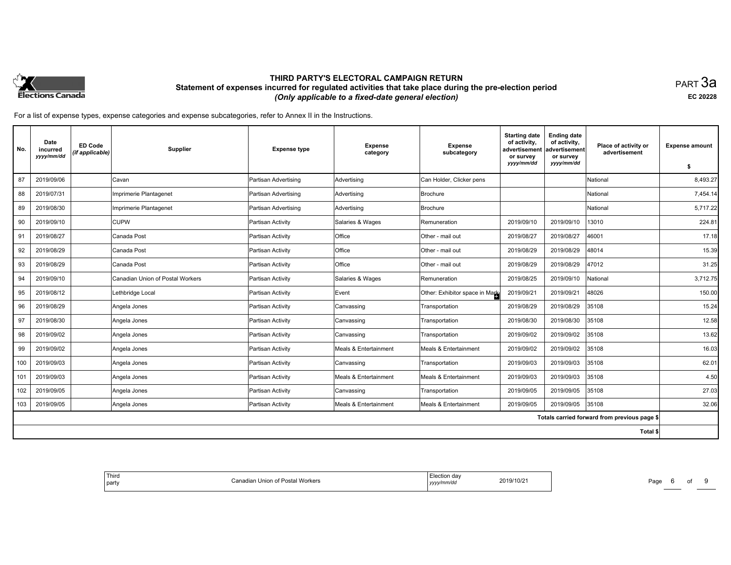# THIRD PARTY'S ELECTORAL CAMPAIGN RETURN

## Statement of expenses incurred for regulated activities that take place during the pre-election period

*(Only applicable to a fixed-date general election)*

PART 3a

EC 20228

For a list of expense types, expense categories and expense subcategories, refer to Annex II in the Instructions.

| No. | Date incurred *yyyy/mm/dd* | ED Code *(if applicable)* | Supplier | Expense type | Expense category | Expense subcategory | Starting date of activity, advertisement or survey *yyyy/mm/dd* | Ending date of activity, advertisement or survey *yyyy/mm/dd* | Place of activity or advertisement | Expense amount $ |
|---|---|---|---|---|---|---|---|---|---|---|
| 87 | 2019/09/06 | | Cavan | Partisan Advertising | Advertising | Can Holder, Clicker pens | | | National | 8,493.27 |
| 88 | 2019/07/31 | | Imprimerie Plantagenet | Partisan Advertising | Advertising | Brochure | | | National | 7,454.14 |
| 89 | 2019/08/30 | | Imprimerie Plantagenet | Partisan Advertising | Advertising | Brochure | | | National | 5,717.22 |
| 90 | 2019/09/10 | | CUPW | Partisan Activity | Salaries & Wages | Remuneration | 2019/09/10 | 2019/09/10 | 13010 | 224.81 |
| 91 | 2019/08/27 | | Canada Post | Partisan Activity | Office | Other - mail out | 2019/08/27 | 2019/08/27 | 46001 | 17.18 |
| 92 | 2019/08/29 | | Canada Post | Partisan Activity | Office | Other - mail out | 2019/08/29 | 2019/08/29 | 48014 | 15.39 |
| 93 | 2019/08/29 | | Canada Post | Partisan Activity | Office | Other - mail out | 2019/08/29 | 2019/08/29 | 47012 | 31.25 |
| 94 | 2019/09/10 | | Canadian Union of Postal Workers | Partisan Activity | Salaries & Wages | Remuneration | 2019/08/25 | 2019/09/10 | National | 3,712.75 |
| 95 | 2019/08/12 | | Lethbridge Local | Partisan Activity | Event | Other: Exhibitor space in Mark | 2019/09/21 | 2019/09/21 | 48026 | 150.00 |
| 96 | 2019/08/29 | | Angela Jones | Partisan Activity | Canvassing | Transportation | 2019/08/29 | 2019/08/29 | 35108 | 15.24 |
| 97 | 2019/08/30 | | Angela Jones | Partisan Activity | Canvassing | Transportation | 2019/08/30 | 2019/08/30 | 35108 | 12.58 |
| 98 | 2019/09/02 | | Angela Jones | Partisan Activity | Canvassing | Transportation | 2019/09/02 | 2019/09/02 | 35108 | 13.62 |
| 99 | 2019/09/02 | | Angela Jones | Partisan Activity | Meals & Entertainment | Meals & Entertainment | 2019/09/02 | 2019/09/02 | 35108 | 16.03 |
| 100 | 2019/09/03 | | Angela Jones | Partisan Activity | Canvassing | Transportation | 2019/09/03 | 2019/09/03 | 35108 | 62.01 |
| 101 | 2019/09/03 | | Angela Jones | Partisan Activity | Meals & Entertainment | Meals & Entertainment | 2019/09/03 | 2019/09/03 | 35108 | 4.50 |
| 102 | 2019/09/05 | | Angela Jones | Partisan Activity | Canvassing | Transportation | 2019/09/05 | 2019/09/05 | 35108 | 27.03 |
| 103 | 2019/09/05 | | Angela Jones | Partisan Activity | Meals & Entertainment | Meals & Entertainment | 2019/09/05 | 2019/09/05 | 35108 | 32.06 |
| | | | | | | | | | Totals carried forward from previous page $ | |
| | | | | | | | | | Total $ | |

| Third party | Canadian Union of Postal Workers | Election day *yyyy/mm/dd* | 2019/10/21 |
|---|---|---|---|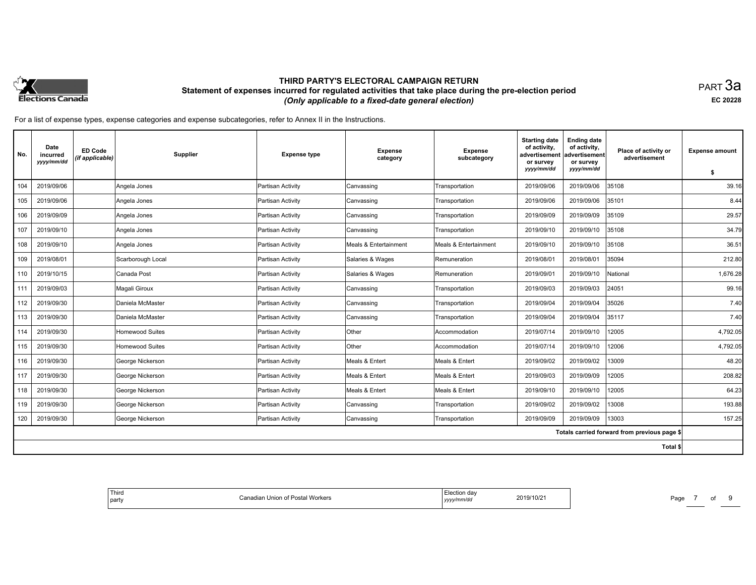# THIRD PARTY'S ELECTORAL CAMPAIGN RETURN

## Statement of expenses incurred for regulated activities that take place during the pre-election period

*(Only applicable to a fixed-date general election)*

PART 3a

EC 20228

For a list of expense types, expense categories and expense subcategories, refer to Annex II in the Instructions.

| No. | Date incurred *yyyy/mm/dd* | ED Code *(if applicable)* | Supplier | Expense type | Expense category | Expense subcategory | Starting date of activity, advertisement or survey *yyyy/mm/dd* | Ending date of activity, advertisement or survey *yyyy/mm/dd* | Place of activity or advertisement | Expense amount $ |
|---|---|---|---|---|---|---|---|---|---|---|
| 104 | 2019/09/06 | | Angela Jones | Partisan Activity | Canvassing | Transportation | 2019/09/06 | 2019/09/06 | 35108 | 39.16 |
| 105 | 2019/09/06 | | Angela Jones | Partisan Activity | Canvassing | Transportation | 2019/09/06 | 2019/09/06 | 35101 | 8.44 |
| 106 | 2019/09/09 | | Angela Jones | Partisan Activity | Canvassing | Transportation | 2019/09/09 | 2019/09/09 | 35109 | 29.57 |
| 107 | 2019/09/10 | | Angela Jones | Partisan Activity | Canvassing | Transportation | 2019/09/10 | 2019/09/10 | 35108 | 34.79 |
| 108 | 2019/09/10 | | Angela Jones | Partisan Activity | Meals & Entertainment | Meals & Entertainment | 2019/09/10 | 2019/09/10 | 35108 | 36.51 |
| 109 | 2019/08/01 | | Scarborough Local | Partisan Activity | Salaries & Wages | Remuneration | 2019/08/01 | 2019/08/01 | 35094 | 212.80 |
| 110 | 2019/10/15 | | Canada Post | Partisan Activity | Salaries & Wages | Remuneration | 2019/09/01 | 2019/09/10 | National | 1,676.28 |
| 111 | 2019/09/03 | | Magali Giroux | Partisan Activity | Canvassing | Transportation | 2019/09/03 | 2019/09/03 | 24051 | 99.16 |
| 112 | 2019/09/30 | | Daniela McMaster | Partisan Activity | Canvassing | Transportation | 2019/09/04 | 2019/09/04 | 35026 | 7.40 |
| 113 | 2019/09/30 | | Daniela McMaster | Partisan Activity | Canvassing | Transportation | 2019/09/04 | 2019/09/04 | 35117 | 7.40 |
| 114 | 2019/09/30 | | Homewood Suites | Partisan Activity | Other | Accommodation | 2019/07/14 | 2019/09/10 | 12005 | 4,792.05 |
| 115 | 2019/09/30 | | Homewood Suites | Partisan Activity | Other | Accommodation | 2019/07/14 | 2019/09/10 | 12006 | 4,792.05 |
| 116 | 2019/09/30 | | George Nickerson | Partisan Activity | Meals & Entert | Meals & Entert | 2019/09/02 | 2019/09/02 | 13009 | 48.20 |
| 117 | 2019/09/30 | | George Nickerson | Partisan Activity | Meals & Entert | Meals & Entert | 2019/09/03 | 2019/09/09 | 12005 | 208.82 |
| 118 | 2019/09/30 | | George Nickerson | Partisan Activity | Meals & Entert | Meals & Entert | 2019/09/10 | 2019/09/10 | 12005 | 64.23 |
| 119 | 2019/09/30 | | George Nickerson | Partisan Activity | Canvassing | Transportation | 2019/09/02 | 2019/09/02 | 13008 | 193.88 |
| 120 | 2019/09/30 | | George Nickerson | Partisan Activity | Canvassing | Transportation | 2019/09/09 | 2019/09/09 | 13003 | 157.25 |
| | | | | | | | | | Totals carried forward from previous page $ | |
| | | | | | | | | | Total $ | |

| Third party | Canadian Union of Postal Workers | Election day *yyyy/mm/dd* | 2019/10/21 |
|---|---|---|---|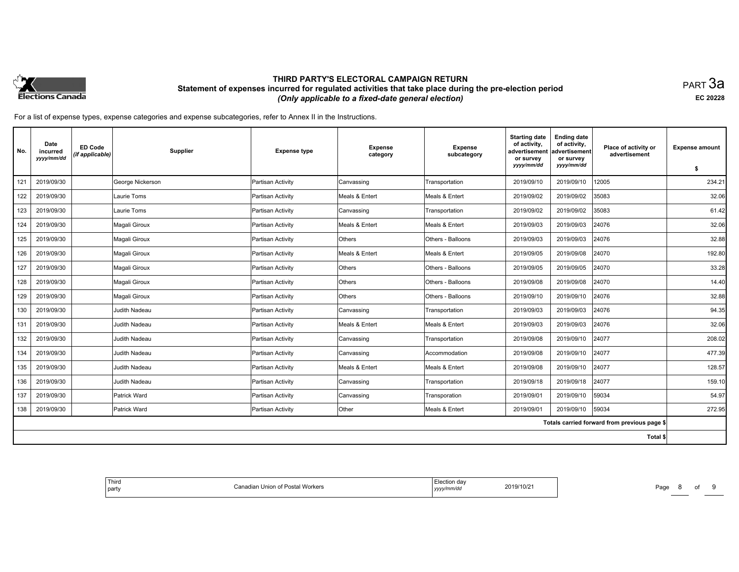# THIRD PARTY'S ELECTORAL CAMPAIGN RETURN
## Statement of expenses incurred for regulated activities that take place during the pre-election period
### *(Only applicable to a fixed-date general election)*

PART 3a

EC 20228

For a list of expense types, expense categories and expense subcategories, refer to Annex II in the Instructions.

| No. | Date incurred *yyyy/mm/dd* | ED Code *(if applicable)* | Supplier | Expense type | Expense category | Expense subcategory | Starting date of activity, advertisement or survey *yyyy/mm/dd* | Ending date of activity, advertisement or survey *yyyy/mm/dd* | Place of activity or advertisement | Expense amount $ |
|---|---|---|---|---|---|---|---|---|---|---|
| 121 | 2019/09/30 | | George Nickerson | Partisan Activity | Canvassing | Transportation | 2019/09/10 | 2019/09/10 | 12005 | 234.21 |
| 122 | 2019/09/30 | | Laurie Toms | Partisan Activity | Meals & Entert | Meals & Entert | 2019/09/02 | 2019/09/02 | 35083 | 32.06 |
| 123 | 2019/09/30 | | Laurie Toms | Partisan Activity | Canvassing | Transportation | 2019/09/02 | 2019/09/02 | 35083 | 61.42 |
| 124 | 2019/09/30 | | Magali Giroux | Partisan Activity | Meals & Entert | Meals & Entert | 2019/09/03 | 2019/09/03 | 24076 | 32.06 |
| 125 | 2019/09/30 | | Magali Giroux | Partisan Activity | Others | Others - Balloons | 2019/09/03 | 2019/09/03 | 24076 | 32.88 |
| 126 | 2019/09/30 | | Magali Giroux | Partisan Activity | Meals & Entert | Meals & Entert | 2019/09/05 | 2019/09/08 | 24070 | 192.80 |
| 127 | 2019/09/30 | | Magali Giroux | Partisan Activity | Others | Others - Balloons | 2019/09/05 | 2019/09/05 | 24070 | 33.28 |
| 128 | 2019/09/30 | | Magali Giroux | Partisan Activity | Others | Others - Balloons | 2019/09/08 | 2019/09/08 | 24070 | 14.40 |
| 129 | 2019/09/30 | | Magali Giroux | Partisan Activity | Others | Others - Balloons | 2019/09/10 | 2019/09/10 | 24076 | 32.88 |
| 130 | 2019/09/30 | | Judith Nadeau | Partisan Activity | Canvassing | Transportation | 2019/09/03 | 2019/09/03 | 24076 | 94.35 |
| 131 | 2019/09/30 | | Judith Nadeau | Partisan Activity | Meals & Entert | Meals & Entert | 2019/09/03 | 2019/09/03 | 24076 | 32.06 |
| 132 | 2019/09/30 | | Judith Nadeau | Partisan Activity | Canvassing | Transportation | 2019/09/08 | 2019/09/10 | 24077 | 208.02 |
| 134 | 2019/09/30 | | Judith Nadeau | Partisan Activity | Canvassing | Accommodation | 2019/09/08 | 2019/09/10 | 24077 | 477.39 |
| 135 | 2019/09/30 | | Judith Nadeau | Partisan Activity | Meals & Entert | Meals & Entert | 2019/09/08 | 2019/09/10 | 24077 | 128.57 |
| 136 | 2019/09/30 | | Judith Nadeau | Partisan Activity | Canvassing | Transportation | 2019/09/18 | 2019/09/18 | 24077 | 159.10 |
| 137 | 2019/09/30 | | Patrick Ward | Partisan Activity | Canvassing | Transporation | 2019/09/01 | 2019/09/10 | 59034 | 54.97 |
| 138 | 2019/09/30 | | Patrick Ward | Partisan Activity | Other | Meals & Entert | 2019/09/01 | 2019/09/10 | 59034 | 272.95 |
| | | | | | | | | | Totals carried forward from previous page $ | |
| | | | | | | | | | Total $ | |

| Third party | Canadian Union of Postal Workers | Election day *yyyy/mm/dd* | 2019/10/21 |
|---|---|---|---|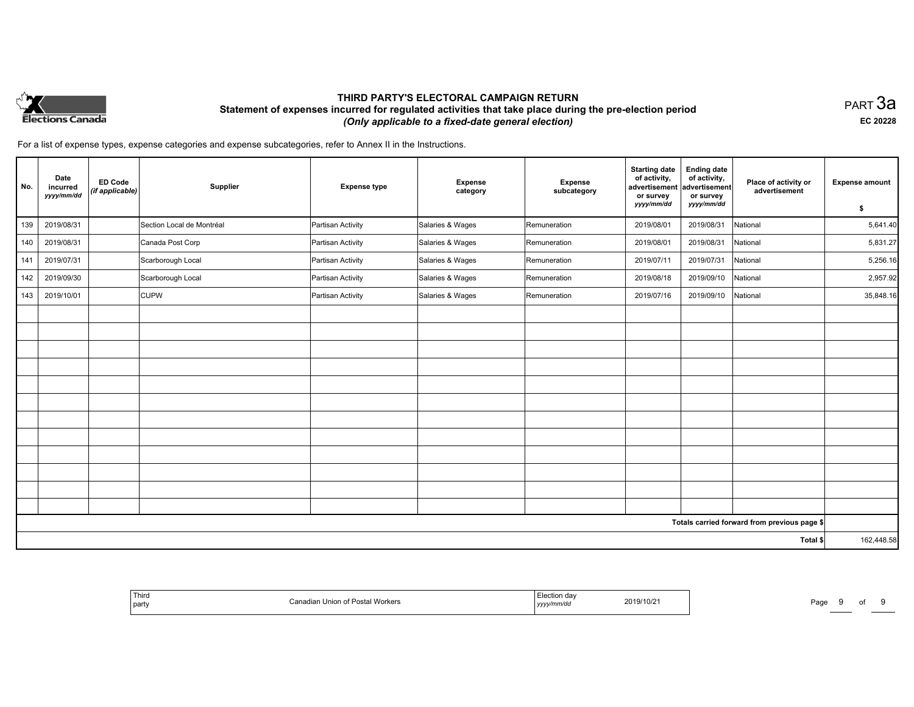# THIRD PARTY'S ELECTORAL CAMPAIGN RETURN

## Statement of expenses incurred for regulated activities that take place during the pre-election period

*(Only applicable to a fixed-date general election)*

PART 3a

EC 20228

For a list of expense types, expense categories and expense subcategories, refer to Annex II in the Instructions.

| No. | Date incurred *yyyy/mm/dd* | ED Code *(if applicable)* | Supplier | Expense type | Expense category | Expense subcategory | Starting date of activity, advertisement or survey *yyyy/mm/dd* | Ending date of activity, advertisement or survey *yyyy/mm/dd* | Place of activity or advertisement | Expense amount $ |
|---|---|---|---|---|---|---|---|---|---|---|
| 139 | 2019/08/31 | | Section Local de Montréal | Partisan Activity | Salaries & Wages | Remuneration | 2019/08/01 | 2019/08/31 | National | 5,641.40 |
| 140 | 2019/08/31 | | Canada Post Corp | Partisan Activity | Salaries & Wages | Remuneration | 2019/08/01 | 2019/08/31 | National | 5,831.27 |
| 141 | 2019/07/31 | | Scarborough Local | Partisan Activity | Salaries & Wages | Remuneration | 2019/07/11 | 2019/07/31 | National | 5,256.16 |
| 142 | 2019/09/30 | | Scarborough Local | Partisan Activity | Salaries & Wages | Remuneration | 2019/08/18 | 2019/09/10 | National | 2,957.92 |
| 143 | 2019/10/01 | | CUPW | Partisan Activity | Salaries & Wages | Remuneration | 2019/07/16 | 2019/09/10 | National | 35,848.16 |
| | | | | | | | | | | |
| | | | | | | | | | Totals carried forward from previous page $ | |
| | | | | | | | | | Total $ | 162,448.58 |

| Third party | Canadian Union of Postal Workers | Election day *yyyy/mm/dd* | 2019/10/21 |
|---|---|---|---|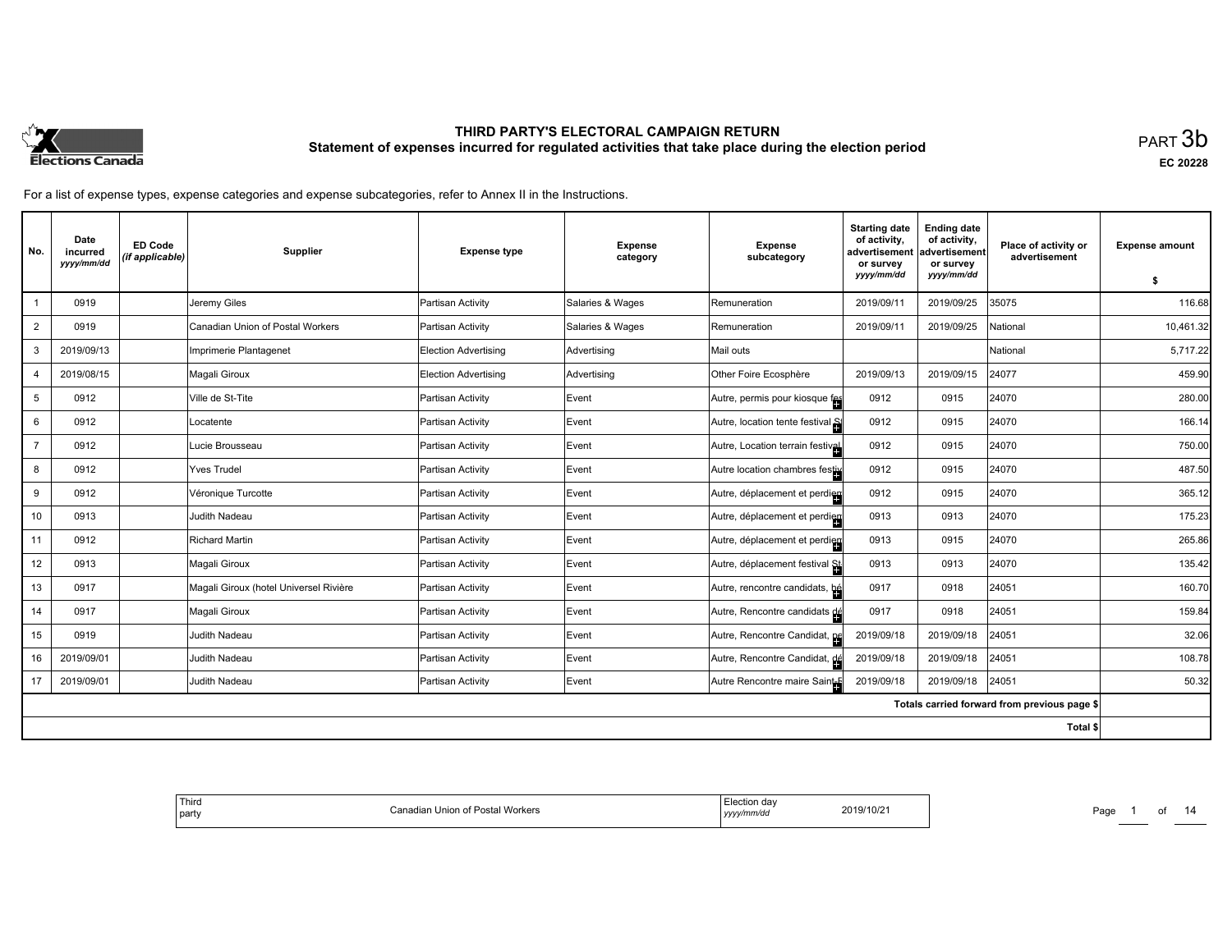# THIRD PARTY'S ELECTORAL CAMPAIGN RETURN

## Statement of expenses incurred for regulated activities that take place during the election period

PART 3b

EC 20228

For a list of expense types, expense categories and expense subcategories, refer to Annex II in the Instructions.

| No. | Date incurred yyyy/mm/dd | ED Code (if applicable) | Supplier | Expense type | Expense category | Expense subcategory | Starting date of activity, advertisement or survey yyyy/mm/dd | Ending date of activity, advertisement or survey yyyy/mm/dd | Place of activity or advertisement | Expense amount $ |
|---|---|---|---|---|---|---|---|---|---|---|
| 1 | 0919 | | Jeremy Giles | Partisan Activity | Salaries & Wages | Remuneration | 2019/09/11 | 2019/09/25 | 35075 | 116.68 |
| 2 | 0919 | | Canadian Union of Postal Workers | Partisan Activity | Salaries & Wages | Remuneration | 2019/09/11 | 2019/09/25 | National | 10,461.32 |
| 3 | 2019/09/13 | | Imprimerie Plantagenet | Election Advertising | Advertising | Mail outs | | | National | 5,717.22 |
| 4 | 2019/08/15 | | Magali Giroux | Election Advertising | Advertising | Other Foire Ecosphère | 2019/09/13 | 2019/09/15 | 24077 | 459.90 |
| 5 | 0912 | | Ville de St-Tite | Partisan Activity | Event | Autre, permis pour kiosque fe | 0912 | 0915 | 24070 | 280.00 |
| 6 | 0912 | | Locatente | Partisan Activity | Event | Autre, location tente festival S | 0912 | 0915 | 24070 | 166.14 |
| 7 | 0912 | | Lucie Brousseau | Partisan Activity | Event | Autre, Location terrain festival | 0912 | 0915 | 24070 | 750.00 |
| 8 | 0912 | | Yves Trudel | Partisan Activity | Event | Autre location chambres festiv | 0912 | 0915 | 24070 | 487.50 |
| 9 | 0912 | | Véronique Turcotte | Partisan Activity | Event | Autre, déplacement et perdiem | 0912 | 0915 | 24070 | 365.12 |
| 10 | 0913 | | Judith Nadeau | Partisan Activity | Event | Autre, déplacement et perdiem | 0913 | 0913 | 24070 | 175.23 |
| 11 | 0912 | | Richard Martin | Partisan Activity | Event | Autre, déplacement et perdiem | 0913 | 0915 | 24070 | 265.86 |
| 12 | 0913 | | Magali Giroux | Partisan Activity | Event | Autre, déplacement festival St | 0913 | 0913 | 24070 | 135.42 |
| 13 | 0917 | | Magali Giroux (hotel Universel Rivière | Partisan Activity | Event | Autre, rencontre candidats, hé | 0917 | 0918 | 24051 | 160.70 |
| 14 | 0917 | | Magali Giroux | Partisan Activity | Event | Autre, Rencontre candidats dé | 0917 | 0918 | 24051 | 159.84 |
| 15 | 0919 | | Judith Nadeau | Partisan Activity | Event | Autre, Rencontre Candidat, pe | 2019/09/18 | 2019/09/18 | 24051 | 32.06 |
| 16 | 2019/09/01 | | Judith Nadeau | Partisan Activity | Event | Autre, Rencontre Candidat, dé | 2019/09/18 | 2019/09/18 | 24051 | 108.78 |
| 17 | 2019/09/01 | | Judith Nadeau | Partisan Activity | Event | Autre Rencontre maire Saint-F | 2019/09/18 | 2019/09/18 | 24051 | 50.32 |
| | | | | | | | | | Totals carried forward from previous page $ | |
| | | | | | | | | | Total $ | |

| Third party | Canadian Union of Postal Workers | Election day yyyy/mm/dd | 2019/10/21 |
|---|---|---|---|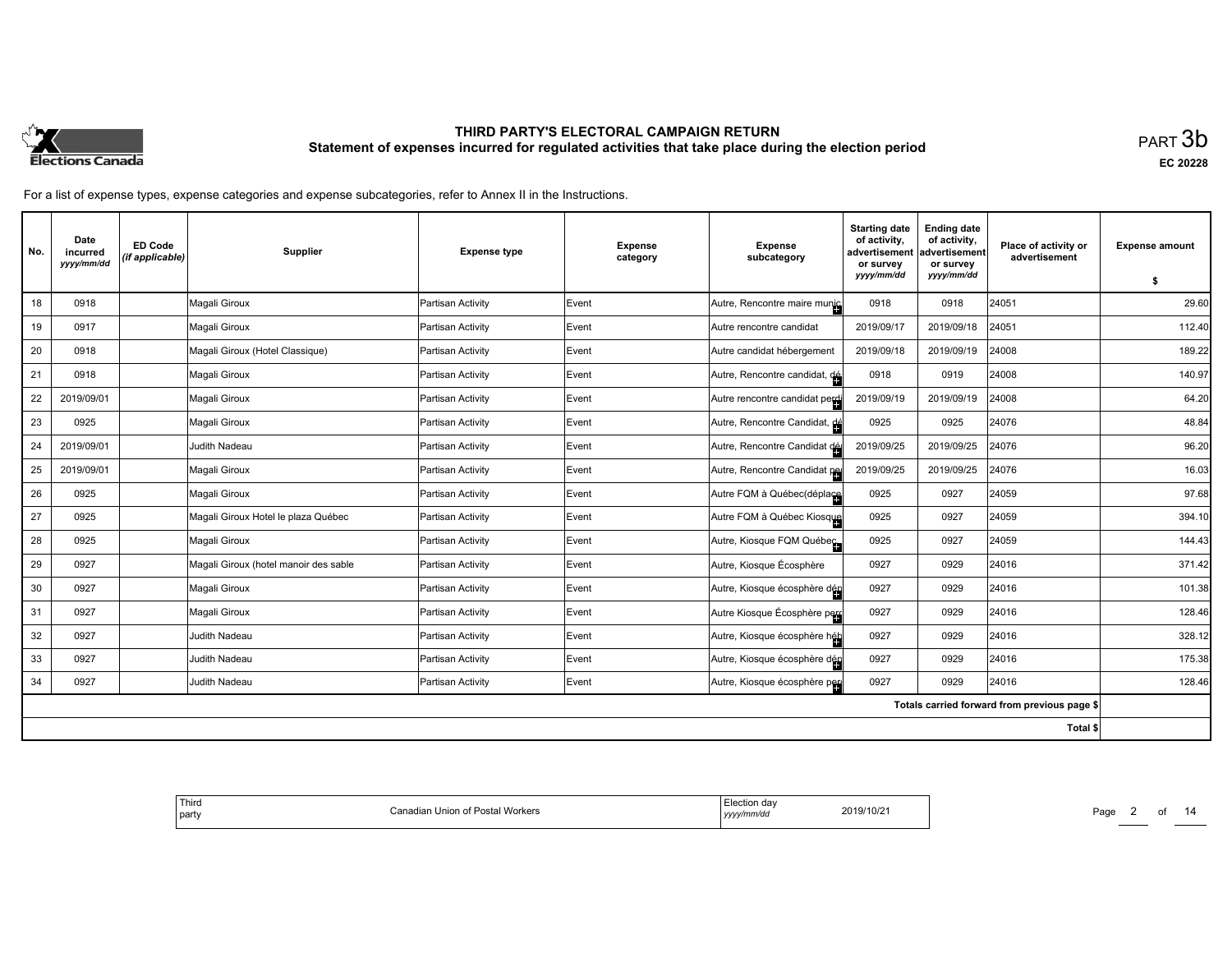# THIRD PARTY'S ELECTORAL CAMPAIGN RETURN

## Statement of expenses incurred for regulated activities that take place during the election period

PART 3b

EC 20228

For a list of expense types, expense categories and expense subcategories, refer to Annex II in the Instructions.

| No. | Date incurred yyyy/mm/dd | ED Code (if applicable) | Supplier | Expense type | Expense category | Expense subcategory | Starting date of activity, advertisement or survey yyyy/mm/dd | Ending date of activity, advertisement or survey yyyy/mm/dd | Place of activity or advertisement | Expense amount $ |
|---|---|---|---|---|---|---|---|---|---|---|
| 18 | 0918 | | Magali Giroux | Partisan Activity | Event | Autre, Rencontre maire munic | 0918 | 0918 | 24051 | 29.60 |
| 19 | 0917 | | Magali Giroux | Partisan Activity | Event | Autre rencontre candidat | 2019/09/17 | 2019/09/18 | 24051 | 112.40 |
| 20 | 0918 | | Magali Giroux (Hotel Classique) | Partisan Activity | Event | Autre candidat hébergement | 2019/09/18 | 2019/09/19 | 24008 | 189.22 |
| 21 | 0918 | | Magali Giroux | Partisan Activity | Event | Autre, Rencontre candidat, dé | 0918 | 0919 | 24008 | 140.97 |
| 22 | 2019/09/01 | | Magali Giroux | Partisan Activity | Event | Autre rencontre candidat perdi | 2019/09/19 | 2019/09/19 | 24008 | 64.20 |
| 23 | 0925 | | Magali Giroux | Partisan Activity | Event | Autre, Rencontre Candidat, dé | 0925 | 0925 | 24076 | 48.84 |
| 24 | 2019/09/01 | | Judith Nadeau | Partisan Activity | Event | Autre, Rencontre Candidat dé | 2019/09/25 | 2019/09/25 | 24076 | 96.20 |
| 25 | 2019/09/01 | | Magali Giroux | Partisan Activity | Event | Autre, Rencontre Candidat pe | 2019/09/25 | 2019/09/25 | 24076 | 16.03 |
| 26 | 0925 | | Magali Giroux | Partisan Activity | Event | Autre FQM à Québec(déplace | 0925 | 0927 | 24059 | 97.68 |
| 27 | 0925 | | Magali Giroux Hotel le plaza Québec | Partisan Activity | Event | Autre FQM à Québec Kiosque | 0925 | 0927 | 24059 | 394.10 |
| 28 | 0925 | | Magali Giroux | Partisan Activity | Event | Autre, Kiosque FQM Québec | 0925 | 0927 | 24059 | 144.43 |
| 29 | 0927 | | Magali Giroux (hotel manoir des sable | Partisan Activity | Event | Autre, Kiosque Écosphère | 0927 | 0929 | 24016 | 371.42 |
| 30 | 0927 | | Magali Giroux | Partisan Activity | Event | Autre, Kiosque écosphère dép | 0927 | 0929 | 24016 | 101.38 |
| 31 | 0927 | | Magali Giroux | Partisan Activity | Event | Autre Kiosque Écosphère per | 0927 | 0929 | 24016 | 128.46 |
| 32 | 0927 | | Judith Nadeau | Partisan Activity | Event | Autre, Kiosque écosphère héb | 0927 | 0929 | 24016 | 328.12 |
| 33 | 0927 | | Judith Nadeau | Partisan Activity | Event | Autre, Kiosque écosphère dép | 0927 | 0929 | 24016 | 175.38 |
| 34 | 0927 | | Judith Nadeau | Partisan Activity | Event | Autre, Kiosque écosphère per | 0927 | 0929 | 24016 | 128.46 |
| | | | | | | | | | Totals carried forward from previous page $ | |
| | | | | | | | | | Total $ | |

Third party: Canadian Union of Postal Workers

Election day (yyyy/mm/dd): 2019/10/21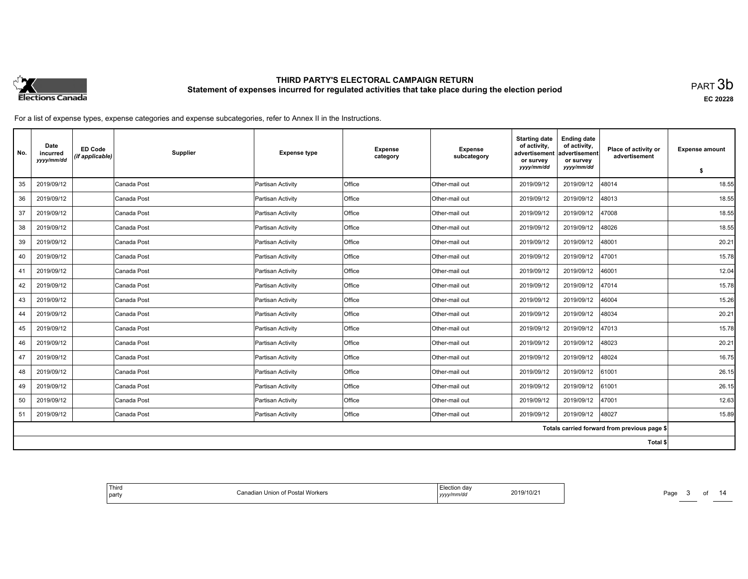# THIRD PARTY'S ELECTORAL CAMPAIGN RETURN

## Statement of expenses incurred for regulated activities that take place during the election period

PART 3b

EC 20228

For a list of expense types, expense categories and expense subcategories, refer to Annex II in the Instructions.

| No. | Date incurred yyyy/mm/dd | ED Code (if applicable) | Supplier | Expense type | Expense category | Expense subcategory | Starting date of activity, advertisement or survey yyyy/mm/dd | Ending date of activity, advertisement or survey yyyy/mm/dd | Place of activity or advertisement | Expense amount $ |
|---|---|---|---|---|---|---|---|---|---|---|
| 35 | 2019/09/12 | | Canada Post | Partisan Activity | Office | Other-mail out | 2019/09/12 | 2019/09/12 | 48014 | 18.55 |
| 36 | 2019/09/12 | | Canada Post | Partisan Activity | Office | Other-mail out | 2019/09/12 | 2019/09/12 | 48013 | 18.55 |
| 37 | 2019/09/12 | | Canada Post | Partisan Activity | Office | Other-mail out | 2019/09/12 | 2019/09/12 | 47008 | 18.55 |
| 38 | 2019/09/12 | | Canada Post | Partisan Activity | Office | Other-mail out | 2019/09/12 | 2019/09/12 | 48026 | 18.55 |
| 39 | 2019/09/12 | | Canada Post | Partisan Activity | Office | Other-mail out | 2019/09/12 | 2019/09/12 | 48001 | 20.21 |
| 40 | 2019/09/12 | | Canada Post | Partisan Activity | Office | Other-mail out | 2019/09/12 | 2019/09/12 | 47001 | 15.78 |
| 41 | 2019/09/12 | | Canada Post | Partisan Activity | Office | Other-mail out | 2019/09/12 | 2019/09/12 | 46001 | 12.04 |
| 42 | 2019/09/12 | | Canada Post | Partisan Activity | Office | Other-mail out | 2019/09/12 | 2019/09/12 | 47014 | 15.78 |
| 43 | 2019/09/12 | | Canada Post | Partisan Activity | Office | Other-mail out | 2019/09/12 | 2019/09/12 | 46004 | 15.26 |
| 44 | 2019/09/12 | | Canada Post | Partisan Activity | Office | Other-mail out | 2019/09/12 | 2019/09/12 | 48034 | 20.21 |
| 45 | 2019/09/12 | | Canada Post | Partisan Activity | Office | Other-mail out | 2019/09/12 | 2019/09/12 | 47013 | 15.78 |
| 46 | 2019/09/12 | | Canada Post | Partisan Activity | Office | Other-mail out | 2019/09/12 | 2019/09/12 | 48023 | 20.21 |
| 47 | 2019/09/12 | | Canada Post | Partisan Activity | Office | Other-mail out | 2019/09/12 | 2019/09/12 | 48024 | 16.75 |
| 48 | 2019/09/12 | | Canada Post | Partisan Activity | Office | Other-mail out | 2019/09/12 | 2019/09/12 | 61001 | 26.15 |
| 49 | 2019/09/12 | | Canada Post | Partisan Activity | Office | Other-mail out | 2019/09/12 | 2019/09/12 | 61001 | 26.15 |
| 50 | 2019/09/12 | | Canada Post | Partisan Activity | Office | Other-mail out | 2019/09/12 | 2019/09/12 | 47001 | 12.63 |
| 51 | 2019/09/12 | | Canada Post | Partisan Activity | Office | Other-mail out | 2019/09/12 | 2019/09/12 | 48027 | 15.89 |
| | | | | | | | | | Totals carried forward from previous page $ | |
| | | | | | | | | | Total $ | |

| Third party | Canadian Union of Postal Workers | Election day yyyy/mm/dd | 2019/10/21 |
|---|---|---|---|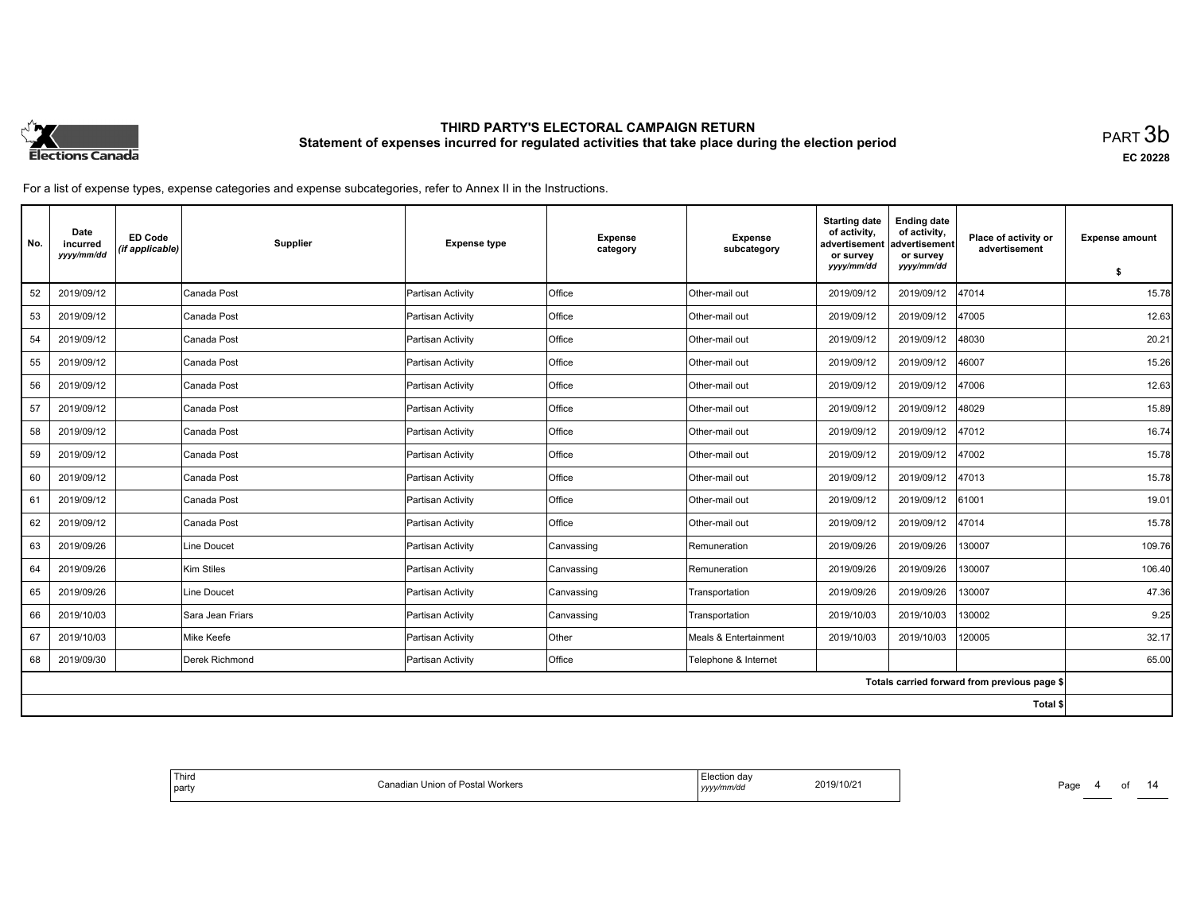# THIRD PARTY'S ELECTORAL CAMPAIGN RETURN

## Statement of expenses incurred for regulated activities that take place during the election period

PART 3b

EC 20228

For a list of expense types, expense categories and expense subcategories, refer to Annex II in the Instructions.

| No. | Date incurred *yyyy/mm/dd* | ED Code *(if applicable)* | Supplier | Expense type | Expense category | Expense subcategory | Starting date of activity, advertisement or survey *yyyy/mm/dd* | Ending date of activity, advertisement or survey *yyyy/mm/dd* | Place of activity or advertisement | Expense amount $ |
|---|---|---|---|---|---|---|---|---|---|---|
| 52 | 2019/09/12 | | Canada Post | Partisan Activity | Office | Other-mail out | 2019/09/12 | 2019/09/12 | 47014 | 15.78 |
| 53 | 2019/09/12 | | Canada Post | Partisan Activity | Office | Other-mail out | 2019/09/12 | 2019/09/12 | 47005 | 12.63 |
| 54 | 2019/09/12 | | Canada Post | Partisan Activity | Office | Other-mail out | 2019/09/12 | 2019/09/12 | 48030 | 20.21 |
| 55 | 2019/09/12 | | Canada Post | Partisan Activity | Office | Other-mail out | 2019/09/12 | 2019/09/12 | 46007 | 15.26 |
| 56 | 2019/09/12 | | Canada Post | Partisan Activity | Office | Other-mail out | 2019/09/12 | 2019/09/12 | 47006 | 12.63 |
| 57 | 2019/09/12 | | Canada Post | Partisan Activity | Office | Other-mail out | 2019/09/12 | 2019/09/12 | 48029 | 15.89 |
| 58 | 2019/09/12 | | Canada Post | Partisan Activity | Office | Other-mail out | 2019/09/12 | 2019/09/12 | 47012 | 16.74 |
| 59 | 2019/09/12 | | Canada Post | Partisan Activity | Office | Other-mail out | 2019/09/12 | 2019/09/12 | 47002 | 15.78 |
| 60 | 2019/09/12 | | Canada Post | Partisan Activity | Office | Other-mail out | 2019/09/12 | 2019/09/12 | 47013 | 15.78 |
| 61 | 2019/09/12 | | Canada Post | Partisan Activity | Office | Other-mail out | 2019/09/12 | 2019/09/12 | 61001 | 19.01 |
| 62 | 2019/09/12 | | Canada Post | Partisan Activity | Office | Other-mail out | 2019/09/12 | 2019/09/12 | 47014 | 15.78 |
| 63 | 2019/09/26 | | Line Doucet | Partisan Activity | Canvassing | Remuneration | 2019/09/26 | 2019/09/26 | 130007 | 109.76 |
| 64 | 2019/09/26 | | Kim Stiles | Partisan Activity | Canvassing | Remuneration | 2019/09/26 | 2019/09/26 | 130007 | 106.40 |
| 65 | 2019/09/26 | | Line Doucet | Partisan Activity | Canvassing | Transportation | 2019/09/26 | 2019/09/26 | 130007 | 47.36 |
| 66 | 2019/10/03 | | Sara Jean Friars | Partisan Activity | Canvassing | Transportation | 2019/10/03 | 2019/10/03 | 130002 | 9.25 |
| 67 | 2019/10/03 | | Mike Keefe | Partisan Activity | Other | Meals & Entertainment | 2019/10/03 | 2019/10/03 | 120005 | 32.17 |
| 68 | 2019/09/30 | | Derek Richmond | Partisan Activity | Office | Telephone & Internet | | | | 65.00 |
| | | | | | | | | | Totals carried forward from previous page $ | |
| | | | | | | | | | Total $ | |

| Third party | Canadian Union of Postal Workers | Election day *yyyy/mm/dd* | 2019/10/21 |
|---|---|---|---|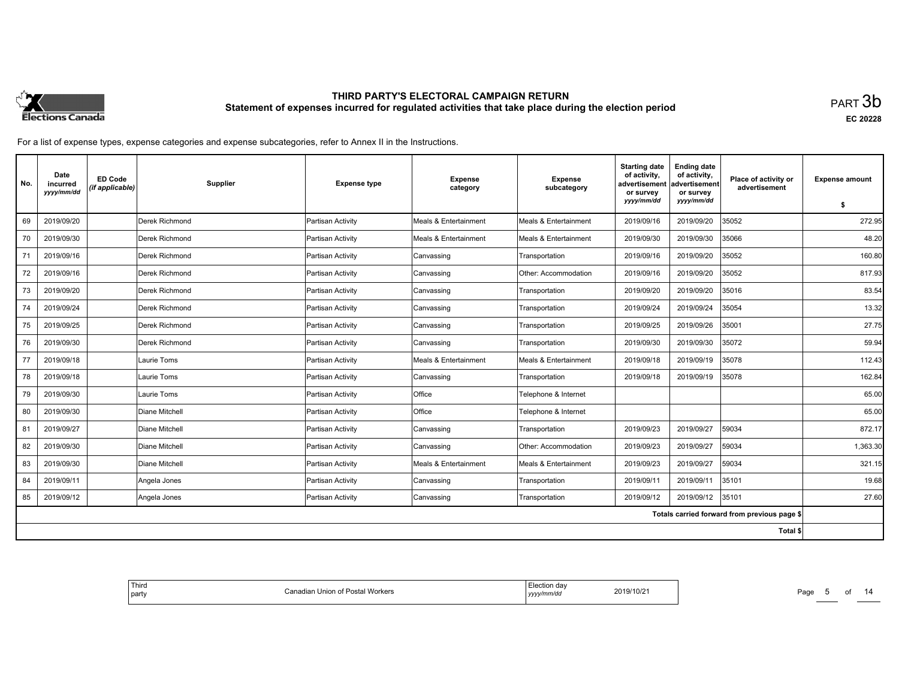# THIRD PARTY'S ELECTORAL CAMPAIGN RETURN
## Statement of expenses incurred for regulated activities that take place during the election period

PART 3b

EC 20228

For a list of expense types, expense categories and expense subcategories, refer to Annex II in the Instructions.

| No. | Date incurred yyyy/mm/dd | ED Code (if applicable) | Supplier | Expense type | Expense category | Expense subcategory | Starting date of activity, advertisement or survey yyyy/mm/dd | Ending date of activity, advertisement or survey yyyy/mm/dd | Place of activity or advertisement | Expense amount $ |
|---|---|---|---|---|---|---|---|---|---|---|
| 69 | 2019/09/20 | | Derek Richmond | Partisan Activity | Meals & Entertainment | Meals & Entertainment | 2019/09/16 | 2019/09/20 | 35052 | 272.95 |
| 70 | 2019/09/30 | | Derek Richmond | Partisan Activity | Meals & Entertainment | Meals & Entertainment | 2019/09/30 | 2019/09/30 | 35066 | 48.20 |
| 71 | 2019/09/16 | | Derek Richmond | Partisan Activity | Canvassing | Transportation | 2019/09/16 | 2019/09/20 | 35052 | 160.80 |
| 72 | 2019/09/16 | | Derek Richmond | Partisan Activity | Canvassing | Other: Accommodation | 2019/09/16 | 2019/09/20 | 35052 | 817.93 |
| 73 | 2019/09/20 | | Derek Richmond | Partisan Activity | Canvassing | Transportation | 2019/09/20 | 2019/09/20 | 35016 | 83.54 |
| 74 | 2019/09/24 | | Derek Richmond | Partisan Activity | Canvassing | Transportation | 2019/09/24 | 2019/09/24 | 35054 | 13.32 |
| 75 | 2019/09/25 | | Derek Richmond | Partisan Activity | Canvassing | Transportation | 2019/09/25 | 2019/09/26 | 35001 | 27.75 |
| 76 | 2019/09/30 | | Derek Richmond | Partisan Activity | Canvassing | Transportation | 2019/09/30 | 2019/09/30 | 35072 | 59.94 |
| 77 | 2019/09/18 | | Laurie Toms | Partisan Activity | Meals & Entertainment | Meals & Entertainment | 2019/09/18 | 2019/09/19 | 35078 | 112.43 |
| 78 | 2019/09/18 | | Laurie Toms | Partisan Activity | Canvassing | Transportation | 2019/09/18 | 2019/09/19 | 35078 | 162.84 |
| 79 | 2019/09/30 | | Laurie Toms | Partisan Activity | Office | Telephone & Internet | | | | 65.00 |
| 80 | 2019/09/30 | | Diane Mitchell | Partisan Activity | Office | Telephone & Internet | | | | 65.00 |
| 81 | 2019/09/27 | | Diane Mitchell | Partisan Activity | Canvassing | Transportation | 2019/09/23 | 2019/09/27 | 59034 | 872.17 |
| 82 | 2019/09/30 | | Diane Mitchell | Partisan Activity | Canvassing | Other: Accommodation | 2019/09/23 | 2019/09/27 | 59034 | 1,363.30 |
| 83 | 2019/09/30 | | Diane Mitchell | Partisan Activity | Meals & Entertainment | Meals & Entertainment | 2019/09/23 | 2019/09/27 | 59034 | 321.15 |
| 84 | 2019/09/11 | | Angela Jones | Partisan Activity | Canvassing | Transportation | 2019/09/11 | 2019/09/11 | 35101 | 19.68 |
| 85 | 2019/09/12 | | Angela Jones | Partisan Activity | Canvassing | Transportation | 2019/09/12 | 2019/09/12 | 35101 | 27.60 |
| | | | | | | | | | Totals carried forward from previous page $ | |
| | | | | | | | | | Total $ | |

| Third party | Canadian Union of Postal Workers | Election day yyyy/mm/dd | 2019/10/21 |
|---|---|---|---|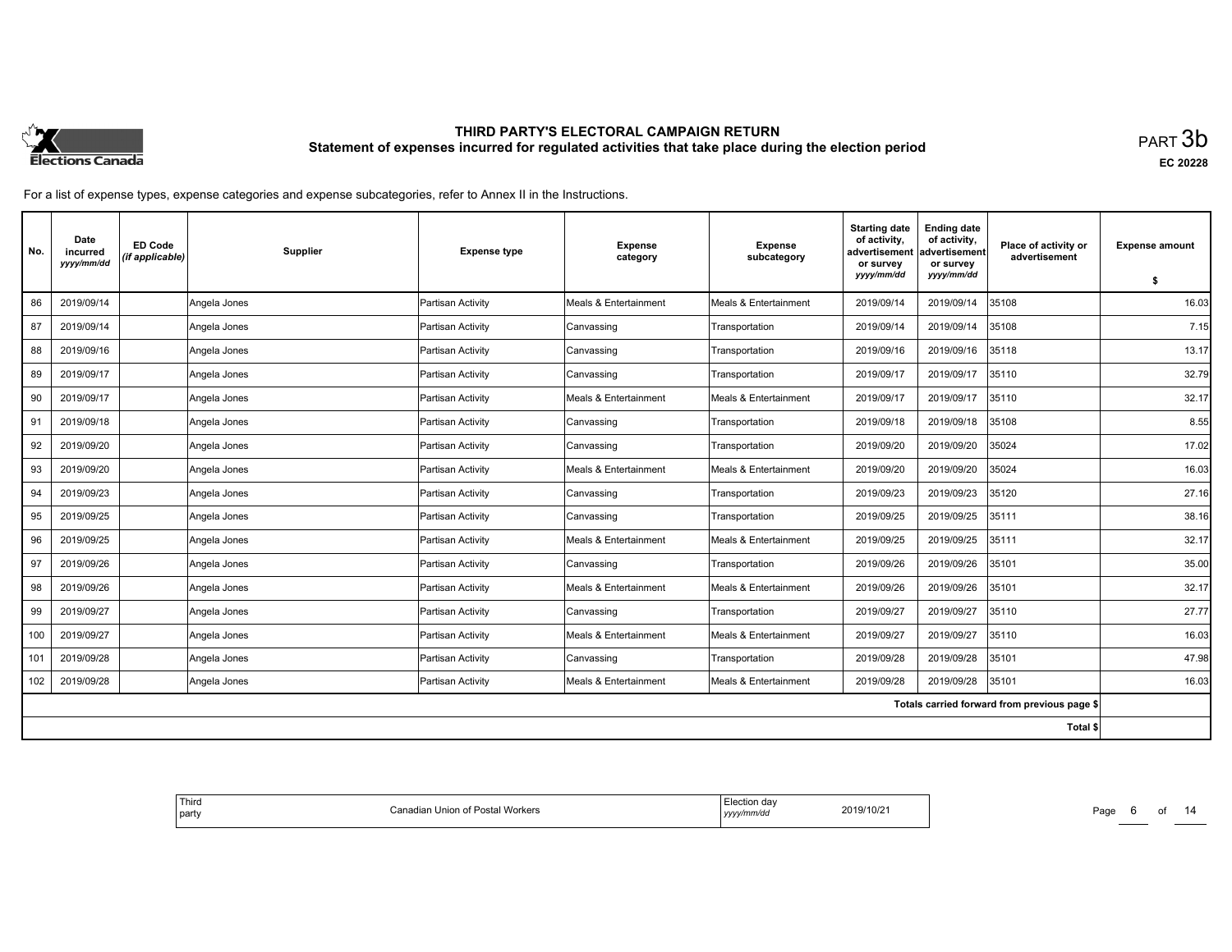# THIRD PARTY'S ELECTORAL CAMPAIGN RETURN

## Statement of expenses incurred for regulated activities that take place during the election period

PART 3b

EC 20228

For a list of expense types, expense categories and expense subcategories, refer to Annex II in the Instructions.

| No. | Date incurred *yyyy/mm/dd* | ED Code *(if applicable)* | Supplier | Expense type | Expense category | Expense subcategory | Starting date of activity, advertisement or survey *yyyy/mm/dd* | Ending date of activity, advertisement or survey *yyyy/mm/dd* | Place of activity or advertisement | Expense amount $ |
|---|---|---|---|---|---|---|---|---|---|---|
| 86 | 2019/09/14 | | Angela Jones | Partisan Activity | Meals & Entertainment | Meals & Entertainment | 2019/09/14 | 2019/09/14 | 35108 | 16.03 |
| 87 | 2019/09/14 | | Angela Jones | Partisan Activity | Canvassing | Transportation | 2019/09/14 | 2019/09/14 | 35108 | 7.15 |
| 88 | 2019/09/16 | | Angela Jones | Partisan Activity | Canvassing | Transportation | 2019/09/16 | 2019/09/16 | 35118 | 13.17 |
| 89 | 2019/09/17 | | Angela Jones | Partisan Activity | Canvassing | Transportation | 2019/09/17 | 2019/09/17 | 35110 | 32.79 |
| 90 | 2019/09/17 | | Angela Jones | Partisan Activity | Meals & Entertainment | Meals & Entertainment | 2019/09/17 | 2019/09/17 | 35110 | 32.17 |
| 91 | 2019/09/18 | | Angela Jones | Partisan Activity | Canvassing | Transportation | 2019/09/18 | 2019/09/18 | 35108 | 8.55 |
| 92 | 2019/09/20 | | Angela Jones | Partisan Activity | Canvassing | Transportation | 2019/09/20 | 2019/09/20 | 35024 | 17.02 |
| 93 | 2019/09/20 | | Angela Jones | Partisan Activity | Meals & Entertainment | Meals & Entertainment | 2019/09/20 | 2019/09/20 | 35024 | 16.03 |
| 94 | 2019/09/23 | | Angela Jones | Partisan Activity | Canvassing | Transportation | 2019/09/23 | 2019/09/23 | 35120 | 27.16 |
| 95 | 2019/09/25 | | Angela Jones | Partisan Activity | Canvassing | Transportation | 2019/09/25 | 2019/09/25 | 35111 | 38.16 |
| 96 | 2019/09/25 | | Angela Jones | Partisan Activity | Meals & Entertainment | Meals & Entertainment | 2019/09/25 | 2019/09/25 | 35111 | 32.17 |
| 97 | 2019/09/26 | | Angela Jones | Partisan Activity | Canvassing | Transportation | 2019/09/26 | 2019/09/26 | 35101 | 35.00 |
| 98 | 2019/09/26 | | Angela Jones | Partisan Activity | Meals & Entertainment | Meals & Entertainment | 2019/09/26 | 2019/09/26 | 35101 | 32.17 |
| 99 | 2019/09/27 | | Angela Jones | Partisan Activity | Canvassing | Transportation | 2019/09/27 | 2019/09/27 | 35110 | 27.77 |
| 100 | 2019/09/27 | | Angela Jones | Partisan Activity | Meals & Entertainment | Meals & Entertainment | 2019/09/27 | 2019/09/27 | 35110 | 16.03 |
| 101 | 2019/09/28 | | Angela Jones | Partisan Activity | Canvassing | Transportation | 2019/09/28 | 2019/09/28 | 35101 | 47.98 |
| 102 | 2019/09/28 | | Angela Jones | Partisan Activity | Meals & Entertainment | Meals & Entertainment | 2019/09/28 | 2019/09/28 | 35101 | 16.03 |
| | | | | | | | | | Totals carried forward from previous page $ | |
| | | | | | | | | | Total $ | |

| Third party | Canadian Union of Postal Workers | Election day *yyyy/mm/dd* | 2019/10/21 |
|---|---|---|---|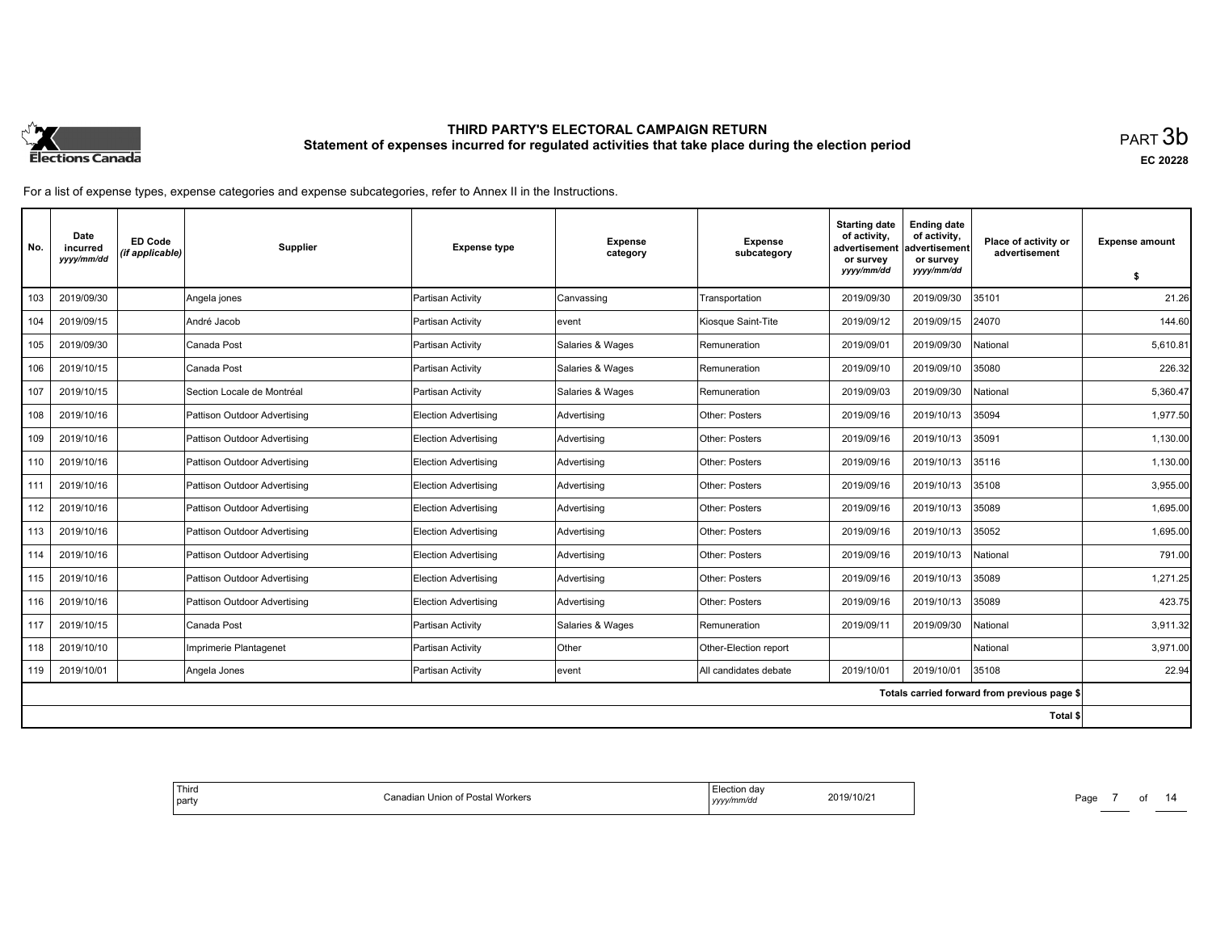# THIRD PARTY'S ELECTORAL CAMPAIGN RETURN

## Statement of expenses incurred for regulated activities that take place during the election period

PART 3b

EC 20228

For a list of expense types, expense categories and expense subcategories, refer to Annex II in the Instructions.

| No. | Date incurred yyyy/mm/dd | ED Code (if applicable) | Supplier | Expense type | Expense category | Expense subcategory | Starting date of activity, advertisement or survey yyyy/mm/dd | Ending date of activity, advertisement or survey yyyy/mm/dd | Place of activity or advertisement | Expense amount $ |
|---|---|---|---|---|---|---|---|---|---|---|
| 103 | 2019/09/30 | | Angela jones | Partisan Activity | Canvassing | Transportation | 2019/09/30 | 2019/09/30 | 35101 | 21.26 |
| 104 | 2019/09/15 | | André Jacob | Partisan Activity | event | Kiosque Saint-Tite | 2019/09/12 | 2019/09/15 | 24070 | 144.60 |
| 105 | 2019/09/30 | | Canada Post | Partisan Activity | Salaries & Wages | Remuneration | 2019/09/01 | 2019/09/30 | National | 5,610.81 |
| 106 | 2019/10/15 | | Canada Post | Partisan Activity | Salaries & Wages | Remuneration | 2019/09/10 | 2019/09/10 | 35080 | 226.32 |
| 107 | 2019/10/15 | | Section Locale de Montréal | Partisan Activity | Salaries & Wages | Remuneration | 2019/09/03 | 2019/09/30 | National | 5,360.47 |
| 108 | 2019/10/16 | | Pattison Outdoor Advertising | Election Advertising | Advertising | Other: Posters | 2019/09/16 | 2019/10/13 | 35094 | 1,977.50 |
| 109 | 2019/10/16 | | Pattison Outdoor Advertising | Election Advertising | Advertising | Other: Posters | 2019/09/16 | 2019/10/13 | 35091 | 1,130.00 |
| 110 | 2019/10/16 | | Pattison Outdoor Advertising | Election Advertising | Advertising | Other: Posters | 2019/09/16 | 2019/10/13 | 35116 | 1,130.00 |
| 111 | 2019/10/16 | | Pattison Outdoor Advertising | Election Advertising | Advertising | Other: Posters | 2019/09/16 | 2019/10/13 | 35108 | 3,955.00 |
| 112 | 2019/10/16 | | Pattison Outdoor Advertising | Election Advertising | Advertising | Other: Posters | 2019/09/16 | 2019/10/13 | 35089 | 1,695.00 |
| 113 | 2019/10/16 | | Pattison Outdoor Advertising | Election Advertising | Advertising | Other: Posters | 2019/09/16 | 2019/10/13 | 35052 | 1,695.00 |
| 114 | 2019/10/16 | | Pattison Outdoor Advertising | Election Advertising | Advertising | Other: Posters | 2019/09/16 | 2019/10/13 | National | 791.00 |
| 115 | 2019/10/16 | | Pattison Outdoor Advertising | Election Advertising | Advertising | Other: Posters | 2019/09/16 | 2019/10/13 | 35089 | 1,271.25 |
| 116 | 2019/10/16 | | Pattison Outdoor Advertising | Election Advertising | Advertising | Other: Posters | 2019/09/16 | 2019/10/13 | 35089 | 423.75 |
| 117 | 2019/10/15 | | Canada Post | Partisan Activity | Salaries & Wages | Remuneration | 2019/09/11 | 2019/09/30 | National | 3,911.32 |
| 118 | 2019/10/10 | | Imprimerie Plantagenet | Partisan Activity | Other | Other-Election report | | | National | 3,971.00 |
| 119 | 2019/10/01 | | Angela Jones | Partisan Activity | event | All candidates debate | 2019/10/01 | 2019/10/01 | 35108 | 22.94 |
| | | | | | | | | | Totals carried forward from previous page $ | |
| | | | | | | | | | Total $ | |

Third party: Canadian Union of Postal Workers

Election day yyyy/mm/dd: 2019/10/21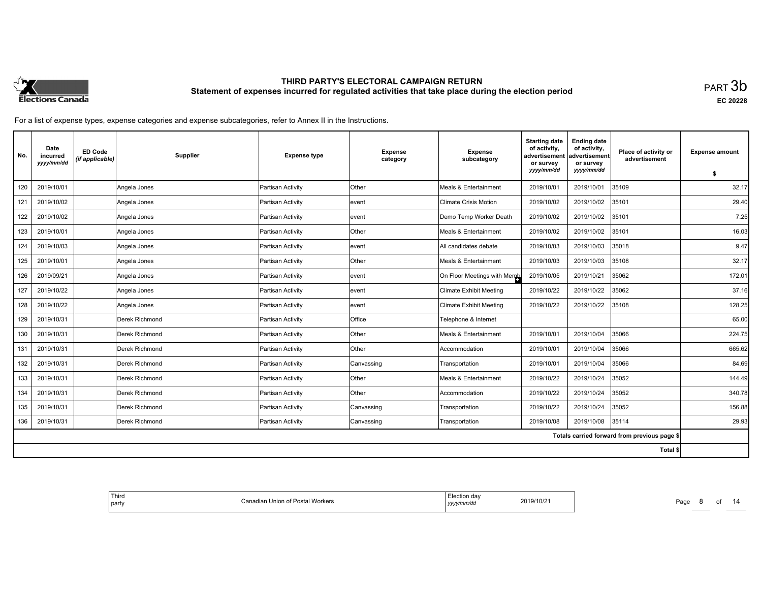# THIRD PARTY'S ELECTORAL CAMPAIGN RETURN

## Statement of expenses incurred for regulated activities that take place during the election period

PART 3b

EC 20228

For a list of expense types, expense categories and expense subcategories, refer to Annex II in the Instructions.

| No. | Date incurred *yyyy/mm/dd* | ED Code *(if applicable)* | Supplier | Expense type | Expense category | Expense subcategory | Starting date of activity, advertisement or survey *yyyy/mm/dd* | Ending date of activity, advertisement or survey *yyyy/mm/dd* | Place of activity or advertisement | Expense amount $ |
|---|---|---|---|---|---|---|---|---|---|---|
| 120 | 2019/10/01 | | Angela Jones | Partisan Activity | Other | Meals & Entertainment | 2019/10/01 | 2019/10/01 | 35109 | 32.17 |
| 121 | 2019/10/02 | | Angela Jones | Partisan Activity | event | Climate Crisis Motion | 2019/10/02 | 2019/10/02 | 35101 | 29.40 |
| 122 | 2019/10/02 | | Angela Jones | Partisan Activity | event | Demo Temp Worker Death | 2019/10/02 | 2019/10/02 | 35101 | 7.25 |
| 123 | 2019/10/01 | | Angela Jones | Partisan Activity | Other | Meals & Entertainment | 2019/10/02 | 2019/10/02 | 35101 | 16.03 |
| 124 | 2019/10/03 | | Angela Jones | Partisan Activity | event | All candidates debate | 2019/10/03 | 2019/10/03 | 35018 | 9.47 |
| 125 | 2019/10/01 | | Angela Jones | Partisan Activity | Other | Meals & Entertainment | 2019/10/03 | 2019/10/03 | 35108 | 32.17 |
| 126 | 2019/09/21 | | Angela Jones | Partisan Activity | event | On Floor Meetings with Memb | 2019/10/05 | 2019/10/21 | 35062 | 172.01 |
| 127 | 2019/10/22 | | Angela Jones | Partisan Activity | event | Climate Exhibit Meeting | 2019/10/22 | 2019/10/22 | 35062 | 37.16 |
| 128 | 2019/10/22 | | Angela Jones | Partisan Activity | event | Climate Exhibit Meeting | 2019/10/22 | 2019/10/22 | 35108 | 128.25 |
| 129 | 2019/10/31 | | Derek Richmond | Partisan Activity | Office | Telephone & Internet | | | | 65.00 |
| 130 | 2019/10/31 | | Derek Richmond | Partisan Activity | Other | Meals & Entertainment | 2019/10/01 | 2019/10/04 | 35066 | 224.75 |
| 131 | 2019/10/31 | | Derek Richmond | Partisan Activity | Other | Accommodation | 2019/10/01 | 2019/10/04 | 35066 | 665.62 |
| 132 | 2019/10/31 | | Derek Richmond | Partisan Activity | Canvassing | Transportation | 2019/10/01 | 2019/10/04 | 35066 | 84.69 |
| 133 | 2019/10/31 | | Derek Richmond | Partisan Activity | Other | Meals & Entertainment | 2019/10/22 | 2019/10/24 | 35052 | 144.49 |
| 134 | 2019/10/31 | | Derek Richmond | Partisan Activity | Other | Accommodation | 2019/10/22 | 2019/10/24 | 35052 | 340.78 |
| 135 | 2019/10/31 | | Derek Richmond | Partisan Activity | Canvassing | Transportation | 2019/10/22 | 2019/10/24 | 35052 | 156.88 |
| 136 | 2019/10/31 | | Derek Richmond | Partisan Activity | Canvassing | Transportation | 2019/10/08 | 2019/10/08 | 35114 | 29.93 |
| | | | | | | | | | Totals carried forward from previous page $ | |
| | | | | | | | | | Total $ | |

| Third party | Canadian Union of Postal Workers | Election day *yyyy/mm/dd* | 2019/10/21 |
|---|---|---|---|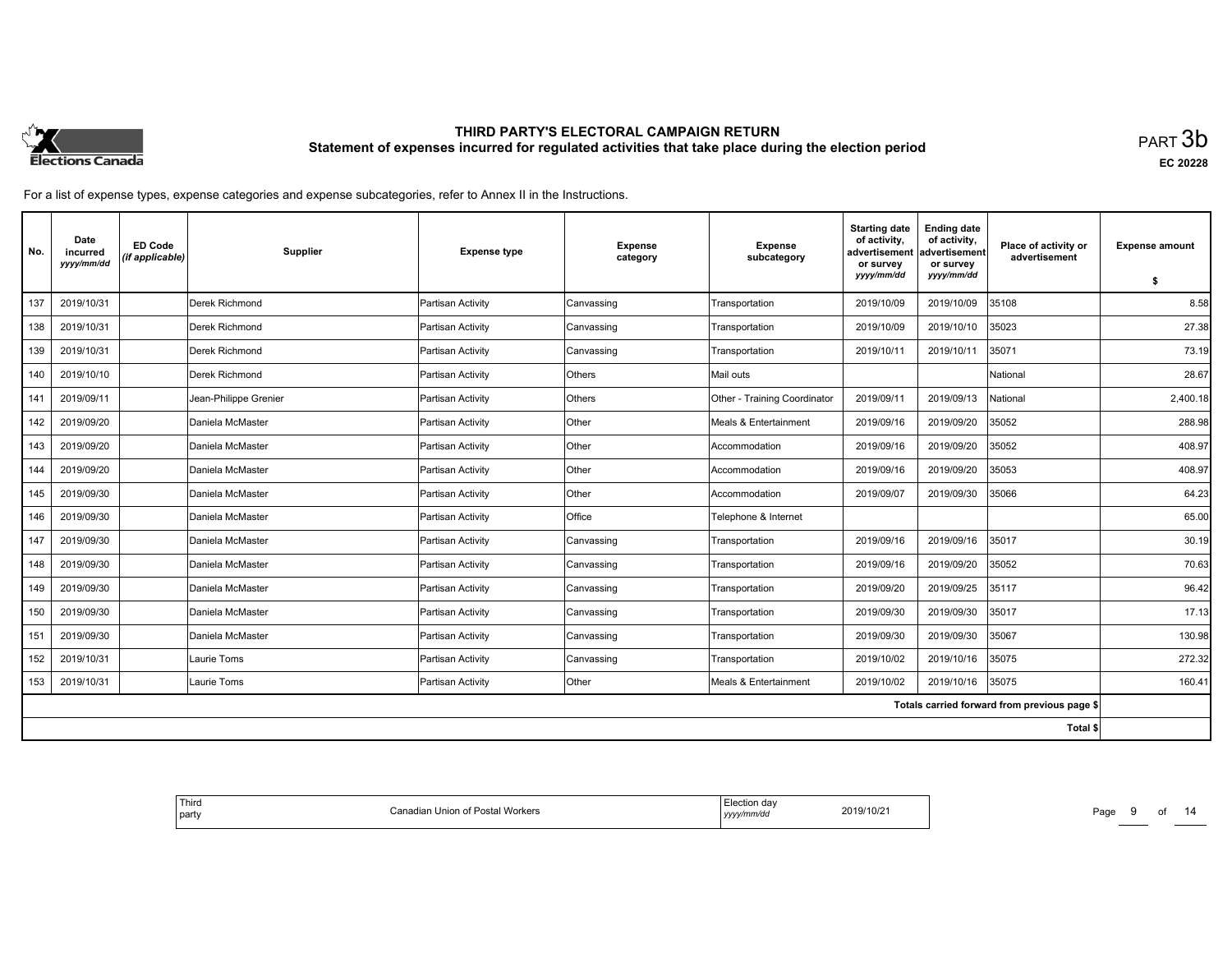# THIRD PARTY'S ELECTORAL CAMPAIGN RETURN
## Statement of expenses incurred for regulated activities that take place during the election period

PART 3b

EC 20228

For a list of expense types, expense categories and expense subcategories, refer to Annex II in the Instructions.

| No. | Date incurred yyyy/mm/dd | ED Code (if applicable) | Supplier | Expense type | Expense category | Expense subcategory | Starting date of activity, advertisement or survey yyyy/mm/dd | Ending date of activity, advertisement or survey yyyy/mm/dd | Place of activity or advertisement | Expense amount $ |
|---|---|---|---|---|---|---|---|---|---|---|
| 137 | 2019/10/31 | | Derek Richmond | Partisan Activity | Canvassing | Transportation | 2019/10/09 | 2019/10/09 | 35108 | 8.58 |
| 138 | 2019/10/31 | | Derek Richmond | Partisan Activity | Canvassing | Transportation | 2019/10/09 | 2019/10/10 | 35023 | 27.38 |
| 139 | 2019/10/31 | | Derek Richmond | Partisan Activity | Canvassing | Transportation | 2019/10/11 | 2019/10/11 | 35071 | 73.19 |
| 140 | 2019/10/10 | | Derek Richmond | Partisan Activity | Others | Mail outs | | | National | 28.67 |
| 141 | 2019/09/11 | | Jean-Philippe Grenier | Partisan Activity | Others | Other - Training Coordinator | 2019/09/11 | 2019/09/13 | National | 2,400.18 |
| 142 | 2019/09/20 | | Daniela McMaster | Partisan Activity | Other | Meals & Entertainment | 2019/09/16 | 2019/09/20 | 35052 | 288.98 |
| 143 | 2019/09/20 | | Daniela McMaster | Partisan Activity | Other | Accommodation | 2019/09/16 | 2019/09/20 | 35052 | 408.97 |
| 144 | 2019/09/20 | | Daniela McMaster | Partisan Activity | Other | Accommodation | 2019/09/16 | 2019/09/20 | 35053 | 408.97 |
| 145 | 2019/09/30 | | Daniela McMaster | Partisan Activity | Other | Accommodation | 2019/09/07 | 2019/09/30 | 35066 | 64.23 |
| 146 | 2019/09/30 | | Daniela McMaster | Partisan Activity | Office | Telephone & Internet | | | | 65.00 |
| 147 | 2019/09/30 | | Daniela McMaster | Partisan Activity | Canvassing | Transportation | 2019/09/16 | 2019/09/16 | 35017 | 30.19 |
| 148 | 2019/09/30 | | Daniela McMaster | Partisan Activity | Canvassing | Transportation | 2019/09/16 | 2019/09/20 | 35052 | 70.63 |
| 149 | 2019/09/30 | | Daniela McMaster | Partisan Activity | Canvassing | Transportation | 2019/09/20 | 2019/09/25 | 35117 | 96.42 |
| 150 | 2019/09/30 | | Daniela McMaster | Partisan Activity | Canvassing | Transportation | 2019/09/30 | 2019/09/30 | 35017 | 17.13 |
| 151 | 2019/09/30 | | Daniela McMaster | Partisan Activity | Canvassing | Transportation | 2019/09/30 | 2019/09/30 | 35067 | 130.98 |
| 152 | 2019/10/31 | | Laurie Toms | Partisan Activity | Canvassing | Transportation | 2019/10/02 | 2019/10/16 | 35075 | 272.32 |
| 153 | 2019/10/31 | | Laurie Toms | Partisan Activity | Other | Meals & Entertainment | 2019/10/02 | 2019/10/16 | 35075 | 160.41 |
| | | | | | | | | | Totals carried forward from previous page $ | |
| | | | | | | | | | Total $ | |

| Third party | Canadian Union of Postal Workers | Election day yyyy/mm/dd | 2019/10/21 |
|---|---|---|---|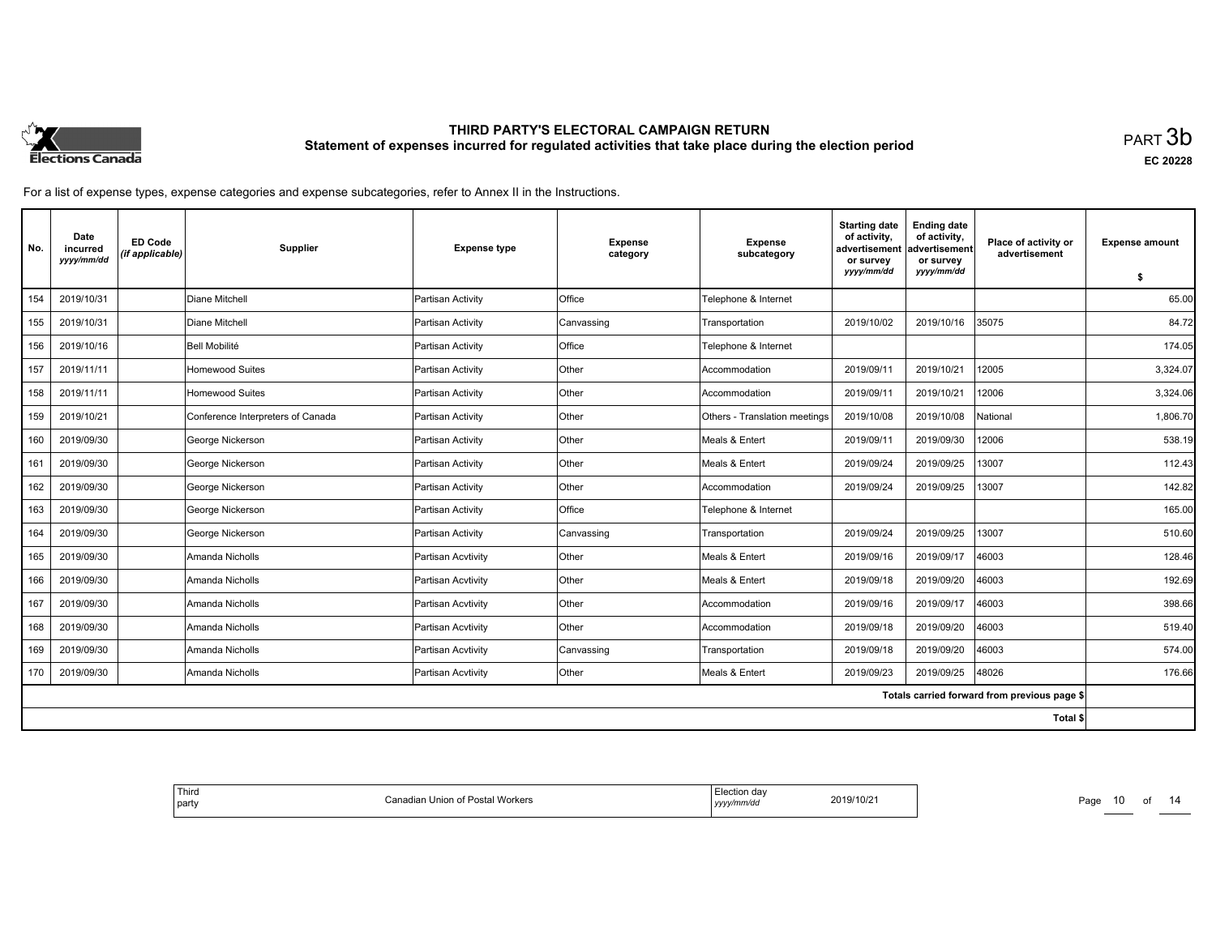# THIRD PARTY'S ELECTORAL CAMPAIGN RETURN
## Statement of expenses incurred for regulated activities that take place during the election period

PART 3b

EC 20228

For a list of expense types, expense categories and expense subcategories, refer to Annex II in the Instructions.

| No. | Date incurred *yyyy/mm/dd* | ED Code *(if applicable)* | Supplier | Expense type | Expense category | Expense subcategory | Starting date of activity, advertisement or survey *yyyy/mm/dd* | Ending date of activity, advertisement or survey *yyyy/mm/dd* | Place of activity or advertisement | Expense amount $ |
|---|---|---|---|---|---|---|---|---|---|---|
| 154 | 2019/10/31 | | Diane Mitchell | Partisan Activity | Office | Telephone & Internet | | | | 65.00 |
| 155 | 2019/10/31 | | Diane Mitchell | Partisan Activity | Canvassing | Transportation | 2019/10/02 | 2019/10/16 | 35075 | 84.72 |
| 156 | 2019/10/16 | | Bell Mobilité | Partisan Activity | Office | Telephone & Internet | | | | 174.05 |
| 157 | 2019/11/11 | | Homewood Suites | Partisan Activity | Other | Accommodation | 2019/09/11 | 2019/10/21 | 12005 | 3,324.07 |
| 158 | 2019/11/11 | | Homewood Suites | Partisan Activity | Other | Accommodation | 2019/09/11 | 2019/10/21 | 12006 | 3,324.06 |
| 159 | 2019/10/21 | | Conference Interpreters of Canada | Partisan Activity | Other | Others - Translation meetings | 2019/10/08 | 2019/10/08 | National | 1,806.70 |
| 160 | 2019/09/30 | | George Nickerson | Partisan Activity | Other | Meals & Entert | 2019/09/11 | 2019/09/30 | 12006 | 538.19 |
| 161 | 2019/09/30 | | George Nickerson | Partisan Activity | Other | Meals & Entert | 2019/09/24 | 2019/09/25 | 13007 | 112.43 |
| 162 | 2019/09/30 | | George Nickerson | Partisan Activity | Other | Accommodation | 2019/09/24 | 2019/09/25 | 13007 | 142.82 |
| 163 | 2019/09/30 | | George Nickerson | Partisan Activity | Office | Telephone & Internet | | | | 165.00 |
| 164 | 2019/09/30 | | George Nickerson | Partisan Activity | Canvassing | Transportation | 2019/09/24 | 2019/09/25 | 13007 | 510.60 |
| 165 | 2019/09/30 | | Amanda Nicholls | Partisan Acvtivity | Other | Meals & Entert | 2019/09/16 | 2019/09/17 | 46003 | 128.46 |
| 166 | 2019/09/30 | | Amanda Nicholls | Partisan Acvtivity | Other | Meals & Entert | 2019/09/18 | 2019/09/20 | 46003 | 192.69 |
| 167 | 2019/09/30 | | Amanda Nicholls | Partisan Acvtivity | Other | Accommodation | 2019/09/16 | 2019/09/17 | 46003 | 398.66 |
| 168 | 2019/09/30 | | Amanda Nicholls | Partisan Acvtivity | Other | Accommodation | 2019/09/18 | 2019/09/20 | 46003 | 519.40 |
| 169 | 2019/09/30 | | Amanda Nicholls | Partisan Acvtivity | Canvassing | Transportation | 2019/09/18 | 2019/09/20 | 46003 | 574.00 |
| 170 | 2019/09/30 | | Amanda Nicholls | Partisan Acvtivity | Other | Meals & Entert | 2019/09/23 | 2019/09/25 | 48026 | 176.66 |
| | | | | | | | | | Totals carried forward from previous page $ | |
| | | | | | | | | | Total $ | |

| Third party | Canadian Union of Postal Workers | Election day *yyyy/mm/dd* | 2019/10/21 |
|---|---|---|---|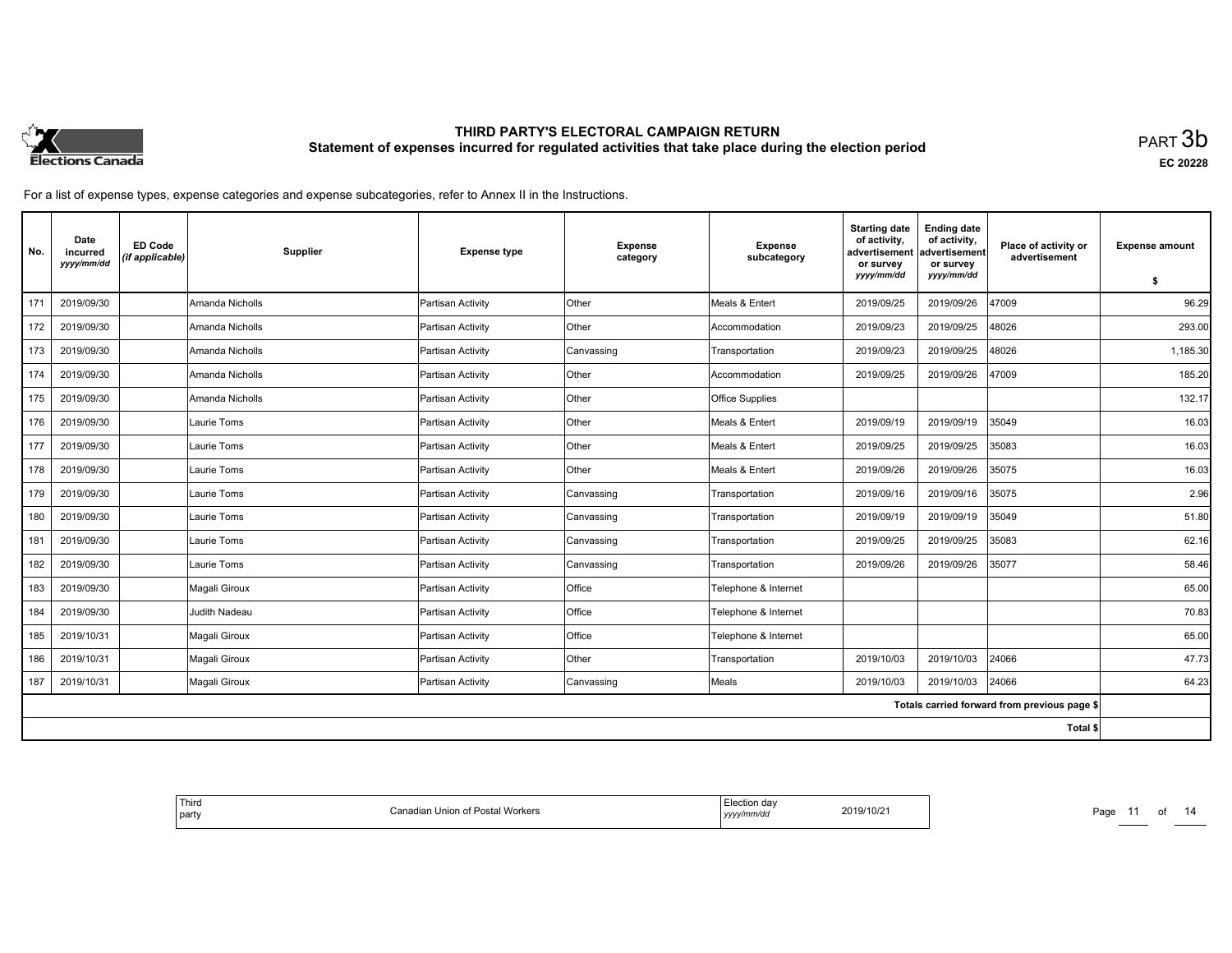# THIRD PARTY'S ELECTORAL CAMPAIGN RETURN

## Statement of expenses incurred for regulated activities that take place during the election period

PART 3b

EC 20228

For a list of expense types, expense categories and expense subcategories, refer to Annex II in the Instructions.

| No. | Date incurred *yyyy/mm/dd* | ED Code *(if applicable)* | Supplier | Expense type | Expense category | Expense subcategory | Starting date of activity, advertisement or survey *yyyy/mm/dd* | Ending date of activity, advertisement or survey *yyyy/mm/dd* | Place of activity or advertisement | Expense amount $ |
|---|---|---|---|---|---|---|---|---|---|---|
| 171 | 2019/09/30 | | Amanda Nicholls | Partisan Activity | Other | Meals & Entert | 2019/09/25 | 2019/09/26 | 47009 | 96.29 |
| 172 | 2019/09/30 | | Amanda Nicholls | Partisan Activity | Other | Accommodation | 2019/09/23 | 2019/09/25 | 48026 | 293.00 |
| 173 | 2019/09/30 | | Amanda Nicholls | Partisan Activity | Canvassing | Transportation | 2019/09/23 | 2019/09/25 | 48026 | 1,185.30 |
| 174 | 2019/09/30 | | Amanda Nicholls | Partisan Activity | Other | Accommodation | 2019/09/25 | 2019/09/26 | 47009 | 185.20 |
| 175 | 2019/09/30 | | Amanda Nicholls | Partisan Activity | Other | Office Supplies | | | | 132.17 |
| 176 | 2019/09/30 | | Laurie Toms | Partisan Activity | Other | Meals & Entert | 2019/09/19 | 2019/09/19 | 35049 | 16.03 |
| 177 | 2019/09/30 | | Laurie Toms | Partisan Activity | Other | Meals & Entert | 2019/09/25 | 2019/09/25 | 35083 | 16.03 |
| 178 | 2019/09/30 | | Laurie Toms | Partisan Activity | Other | Meals & Entert | 2019/09/26 | 2019/09/26 | 35075 | 16.03 |
| 179 | 2019/09/30 | | Laurie Toms | Partisan Activity | Canvassing | Transportation | 2019/09/16 | 2019/09/16 | 35075 | 2.96 |
| 180 | 2019/09/30 | | Laurie Toms | Partisan Activity | Canvassing | Transportation | 2019/09/19 | 2019/09/19 | 35049 | 51.80 |
| 181 | 2019/09/30 | | Laurie Toms | Partisan Activity | Canvassing | Transportation | 2019/09/25 | 2019/09/25 | 35083 | 62.16 |
| 182 | 2019/09/30 | | Laurie Toms | Partisan Activity | Canvassing | Transportation | 2019/09/26 | 2019/09/26 | 35077 | 58.46 |
| 183 | 2019/09/30 | | Magali Giroux | Partisan Activity | Office | Telephone & Internet | | | | 65.00 |
| 184 | 2019/09/30 | | Judith Nadeau | Partisan Activity | Office | Telephone & Internet | | | | 70.83 |
| 185 | 2019/10/31 | | Magali Giroux | Partisan Activity | Office | Telephone & Internet | | | | 65.00 |
| 186 | 2019/10/31 | | Magali Giroux | Partisan Activity | Other | Transportation | 2019/10/03 | 2019/10/03 | 24066 | 47.73 |
| 187 | 2019/10/31 | | Magali Giroux | Partisan Activity | Canvassing | Meals | 2019/10/03 | 2019/10/03 | 24066 | 64.23 |
| | | | | | | | | | Totals carried forward from previous page $ | |
| | | | | | | | | | Total $ | |

| Third party | Canadian Union of Postal Workers | Election day *yyyy/mm/dd* | 2019/10/21 |
|---|---|---|---|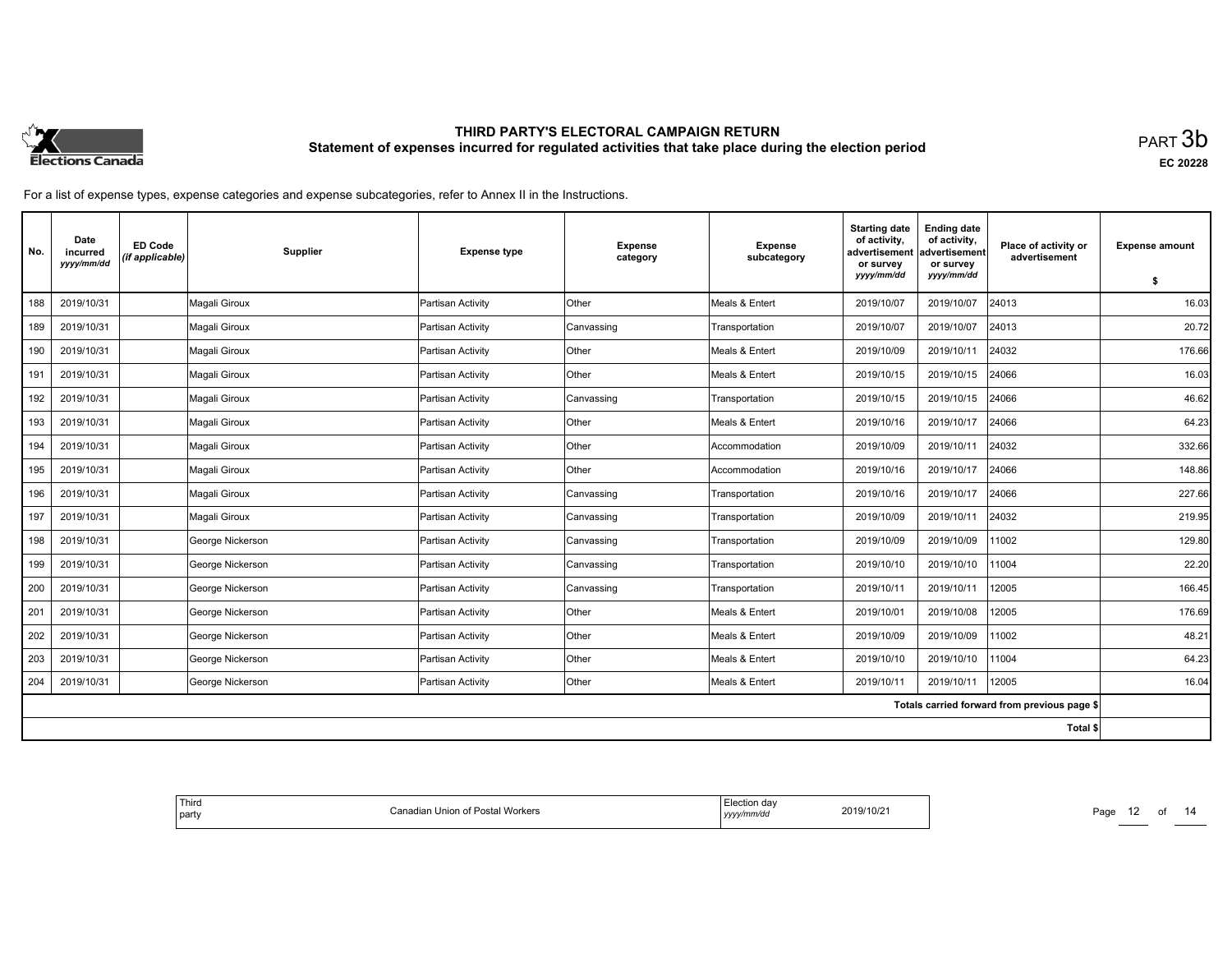# THIRD PARTY'S ELECTORAL CAMPAIGN RETURN

## Statement of expenses incurred for regulated activities that take place during the election period

PART 3b

EC 20228

For a list of expense types, expense categories and expense subcategories, refer to Annex II in the Instructions.

| No. | Date incurred yyyy/mm/dd | ED Code (if applicable) | Supplier | Expense type | Expense category | Expense subcategory | Starting date of activity, advertisement or survey yyyy/mm/dd | Ending date of activity, advertisement or survey yyyy/mm/dd | Place of activity or advertisement | Expense amount $ |
|---|---|---|---|---|---|---|---|---|---|---|
| 188 | 2019/10/31 | | Magali Giroux | Partisan Activity | Other | Meals & Entert | 2019/10/07 | 2019/10/07 | 24013 | 16.03 |
| 189 | 2019/10/31 | | Magali Giroux | Partisan Activity | Canvassing | Transportation | 2019/10/07 | 2019/10/07 | 24013 | 20.72 |
| 190 | 2019/10/31 | | Magali Giroux | Partisan Activity | Other | Meals & Entert | 2019/10/09 | 2019/10/11 | 24032 | 176.66 |
| 191 | 2019/10/31 | | Magali Giroux | Partisan Activity | Other | Meals & Entert | 2019/10/15 | 2019/10/15 | 24066 | 16.03 |
| 192 | 2019/10/31 | | Magali Giroux | Partisan Activity | Canvassing | Transportation | 2019/10/15 | 2019/10/15 | 24066 | 46.62 |
| 193 | 2019/10/31 | | Magali Giroux | Partisan Activity | Other | Meals & Entert | 2019/10/16 | 2019/10/17 | 24066 | 64.23 |
| 194 | 2019/10/31 | | Magali Giroux | Partisan Activity | Other | Accommodation | 2019/10/09 | 2019/10/11 | 24032 | 332.66 |
| 195 | 2019/10/31 | | Magali Giroux | Partisan Activity | Other | Accommodation | 2019/10/16 | 2019/10/17 | 24066 | 148.86 |
| 196 | 2019/10/31 | | Magali Giroux | Partisan Activity | Canvassing | Transportation | 2019/10/16 | 2019/10/17 | 24066 | 227.66 |
| 197 | 2019/10/31 | | Magali Giroux | Partisan Activity | Canvassing | Transportation | 2019/10/09 | 2019/10/11 | 24032 | 219.95 |
| 198 | 2019/10/31 | | George Nickerson | Partisan Activity | Canvassing | Transportation | 2019/10/09 | 2019/10/09 | 11002 | 129.80 |
| 199 | 2019/10/31 | | George Nickerson | Partisan Activity | Canvassing | Transportation | 2019/10/10 | 2019/10/10 | 11004 | 22.20 |
| 200 | 2019/10/31 | | George Nickerson | Partisan Activity | Canvassing | Transportation | 2019/10/11 | 2019/10/11 | 12005 | 166.45 |
| 201 | 2019/10/31 | | George Nickerson | Partisan Activity | Other | Meals & Entert | 2019/10/01 | 2019/10/08 | 12005 | 176.69 |
| 202 | 2019/10/31 | | George Nickerson | Partisan Activity | Other | Meals & Entert | 2019/10/09 | 2019/10/09 | 11002 | 48.21 |
| 203 | 2019/10/31 | | George Nickerson | Partisan Activity | Other | Meals & Entert | 2019/10/10 | 2019/10/10 | 11004 | 64.23 |
| 204 | 2019/10/31 | | George Nickerson | Partisan Activity | Other | Meals & Entert | 2019/10/11 | 2019/10/11 | 12005 | 16.04 |
| | | | | | | | | | Totals carried forward from previous page $ | |
| | | | | | | | | | Total $ | |

| Third party | Canadian Union of Postal Workers | Election day yyyy/mm/dd | 2019/10/21 |
|---|---|---|---|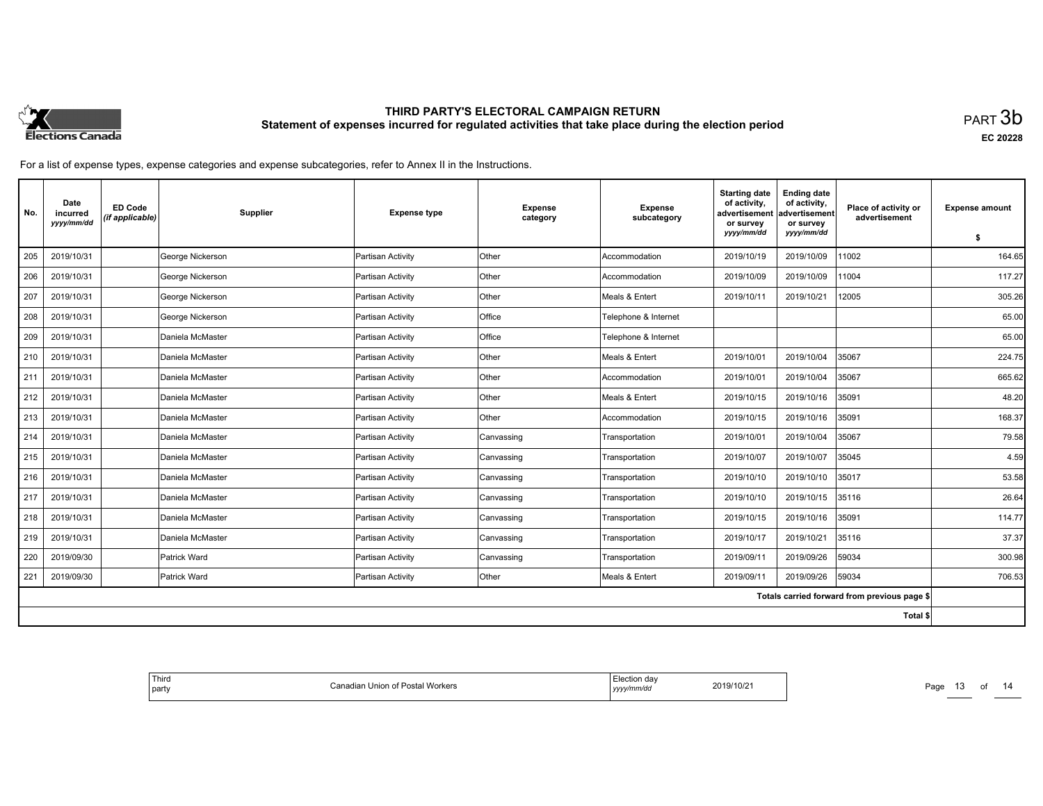# THIRD PARTY'S ELECTORAL CAMPAIGN RETURN

## Statement of expenses incurred for regulated activities that take place during the election period

PART 3b

EC 20228

For a list of expense types, expense categories and expense subcategories, refer to Annex II in the Instructions.

| No. | Date incurred yyyy/mm/dd | ED Code (if applicable) | Supplier | Expense type | Expense category | Expense subcategory | Starting date of activity, advertisement or survey yyyy/mm/dd | Ending date of activity, advertisement or survey yyyy/mm/dd | Place of activity or advertisement | Expense amount $ |
|---|---|---|---|---|---|---|---|---|---|---|
| 205 | 2019/10/31 | | George Nickerson | Partisan Activity | Other | Accommodation | 2019/10/19 | 2019/10/09 | 11002 | 164.65 |
| 206 | 2019/10/31 | | George Nickerson | Partisan Activity | Other | Accommodation | 2019/10/09 | 2019/10/09 | 11004 | 117.27 |
| 207 | 2019/10/31 | | George Nickerson | Partisan Activity | Other | Meals & Entert | 2019/10/11 | 2019/10/21 | 12005 | 305.26 |
| 208 | 2019/10/31 | | George Nickerson | Partisan Activity | Office | Telephone & Internet | | | | 65.00 |
| 209 | 2019/10/31 | | Daniela McMaster | Partisan Activity | Office | Telephone & Internet | | | | 65.00 |
| 210 | 2019/10/31 | | Daniela McMaster | Partisan Activity | Other | Meals & Entert | 2019/10/01 | 2019/10/04 | 35067 | 224.75 |
| 211 | 2019/10/31 | | Daniela McMaster | Partisan Activity | Other | Accommodation | 2019/10/01 | 2019/10/04 | 35067 | 665.62 |
| 212 | 2019/10/31 | | Daniela McMaster | Partisan Activity | Other | Meals & Entert | 2019/10/15 | 2019/10/16 | 35091 | 48.20 |
| 213 | 2019/10/31 | | Daniela McMaster | Partisan Activity | Other | Accommodation | 2019/10/15 | 2019/10/16 | 35091 | 168.37 |
| 214 | 2019/10/31 | | Daniela McMaster | Partisan Activity | Canvassing | Transportation | 2019/10/01 | 2019/10/04 | 35067 | 79.58 |
| 215 | 2019/10/31 | | Daniela McMaster | Partisan Activity | Canvassing | Transportation | 2019/10/07 | 2019/10/07 | 35045 | 4.59 |
| 216 | 2019/10/31 | | Daniela McMaster | Partisan Activity | Canvassing | Transportation | 2019/10/10 | 2019/10/10 | 35017 | 53.58 |
| 217 | 2019/10/31 | | Daniela McMaster | Partisan Activity | Canvassing | Transportation | 2019/10/10 | 2019/10/15 | 35116 | 26.64 |
| 218 | 2019/10/31 | | Daniela McMaster | Partisan Activity | Canvassing | Transportation | 2019/10/15 | 2019/10/16 | 35091 | 114.77 |
| 219 | 2019/10/31 | | Daniela McMaster | Partisan Activity | Canvassing | Transportation | 2019/10/17 | 2019/10/21 | 35116 | 37.37 |
| 220 | 2019/09/30 | | Patrick Ward | Partisan Activity | Canvassing | Transportation | 2019/09/11 | 2019/09/26 | 59034 | 300.98 |
| 221 | 2019/09/30 | | Patrick Ward | Partisan Activity | Other | Meals & Entert | 2019/09/11 | 2019/09/26 | 59034 | 706.53 |
| | | | | | | | | | Totals carried forward from previous page $ | |
| | | | | | | | | | Total $ | |

| Third party | Canadian Union of Postal Workers | Election day yyyy/mm/dd | 2019/10/21 |
|---|---|---|---|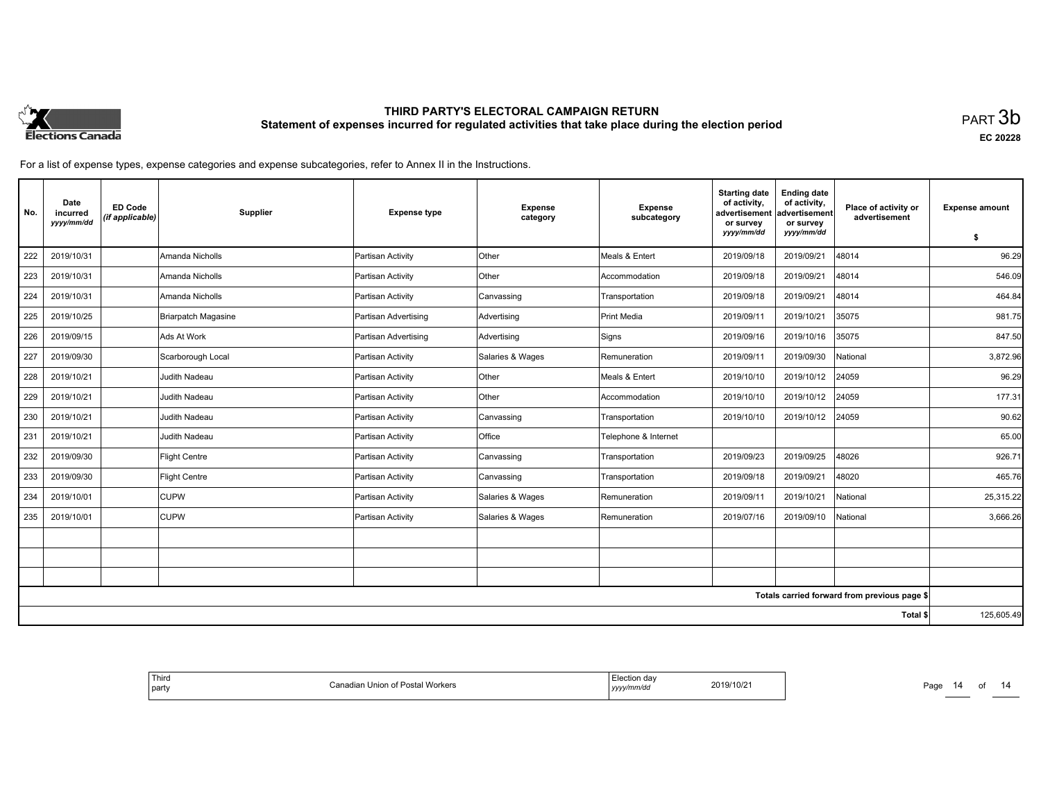# THIRD PARTY'S ELECTORAL CAMPAIGN RETURN

## Statement of expenses incurred for regulated activities that take place during the election period

PART 3b

EC 20228

For a list of expense types, expense categories and expense subcategories, refer to Annex II in the Instructions.

| No. | Date incurred yyyy/mm/dd | ED Code (if applicable) | Supplier | Expense type | Expense category | Expense subcategory | Starting date of activity, advertisement or survey yyyy/mm/dd | Ending date of activity, advertisement or survey yyyy/mm/dd | Place of activity or advertisement | Expense amount $ |
|---|---|---|---|---|---|---|---|---|---|---|
| 222 | 2019/10/31 | | Amanda Nicholls | Partisan Activity | Other | Meals & Entert | 2019/09/18 | 2019/09/21 | 48014 | 96.29 |
| 223 | 2019/10/31 | | Amanda Nicholls | Partisan Activity | Other | Accommodation | 2019/09/18 | 2019/09/21 | 48014 | 546.09 |
| 224 | 2019/10/31 | | Amanda Nicholls | Partisan Activity | Canvassing | Transportation | 2019/09/18 | 2019/09/21 | 48014 | 464.84 |
| 225 | 2019/10/25 | | Briarpatch Magasine | Partisan Advertising | Advertising | Print Media | 2019/09/11 | 2019/10/21 | 35075 | 981.75 |
| 226 | 2019/09/15 | | Ads At Work | Partisan Advertising | Advertising | Signs | 2019/09/16 | 2019/10/16 | 35075 | 847.50 |
| 227 | 2019/09/30 | | Scarborough Local | Partisan Activity | Salaries & Wages | Remuneration | 2019/09/11 | 2019/09/30 | National | 3,872.96 |
| 228 | 2019/10/21 | | Judith Nadeau | Partisan Activity | Other | Meals & Entert | 2019/10/10 | 2019/10/12 | 24059 | 96.29 |
| 229 | 2019/10/21 | | Judith Nadeau | Partisan Activity | Other | Accommodation | 2019/10/10 | 2019/10/12 | 24059 | 177.31 |
| 230 | 2019/10/21 | | Judith Nadeau | Partisan Activity | Canvassing | Transportation | 2019/10/10 | 2019/10/12 | 24059 | 90.62 |
| 231 | 2019/10/21 | | Judith Nadeau | Partisan Activity | Office | Telephone & Internet | | | | 65.00 |
| 232 | 2019/09/30 | | Flight Centre | Partisan Activity | Canvassing | Transportation | 2019/09/23 | 2019/09/25 | 48026 | 926.71 |
| 233 | 2019/09/30 | | Flight Centre | Partisan Activity | Canvassing | Transportation | 2019/09/18 | 2019/09/21 | 48020 | 465.76 |
| 234 | 2019/10/01 | | CUPW | Partisan Activity | Salaries & Wages | Remuneration | 2019/09/11 | 2019/10/21 | National | 25,315.22 |
| 235 | 2019/10/01 | | CUPW | Partisan Activity | Salaries & Wages | Remuneration | 2019/07/16 | 2019/09/10 | National | 3,666.26 |
| | | | | | | | | | | |
| | | | | | | | | | | |
| | | | | | | | | | | |
| | | | | | | | | | Totals carried forward from previous page $ | |
| | | | | | | | | | Total $ | 125,605.49 |

| Third party | Canadian Union of Postal Workers | Election day yyyy/mm/dd | 2019/10/21 |
|---|---|---|---|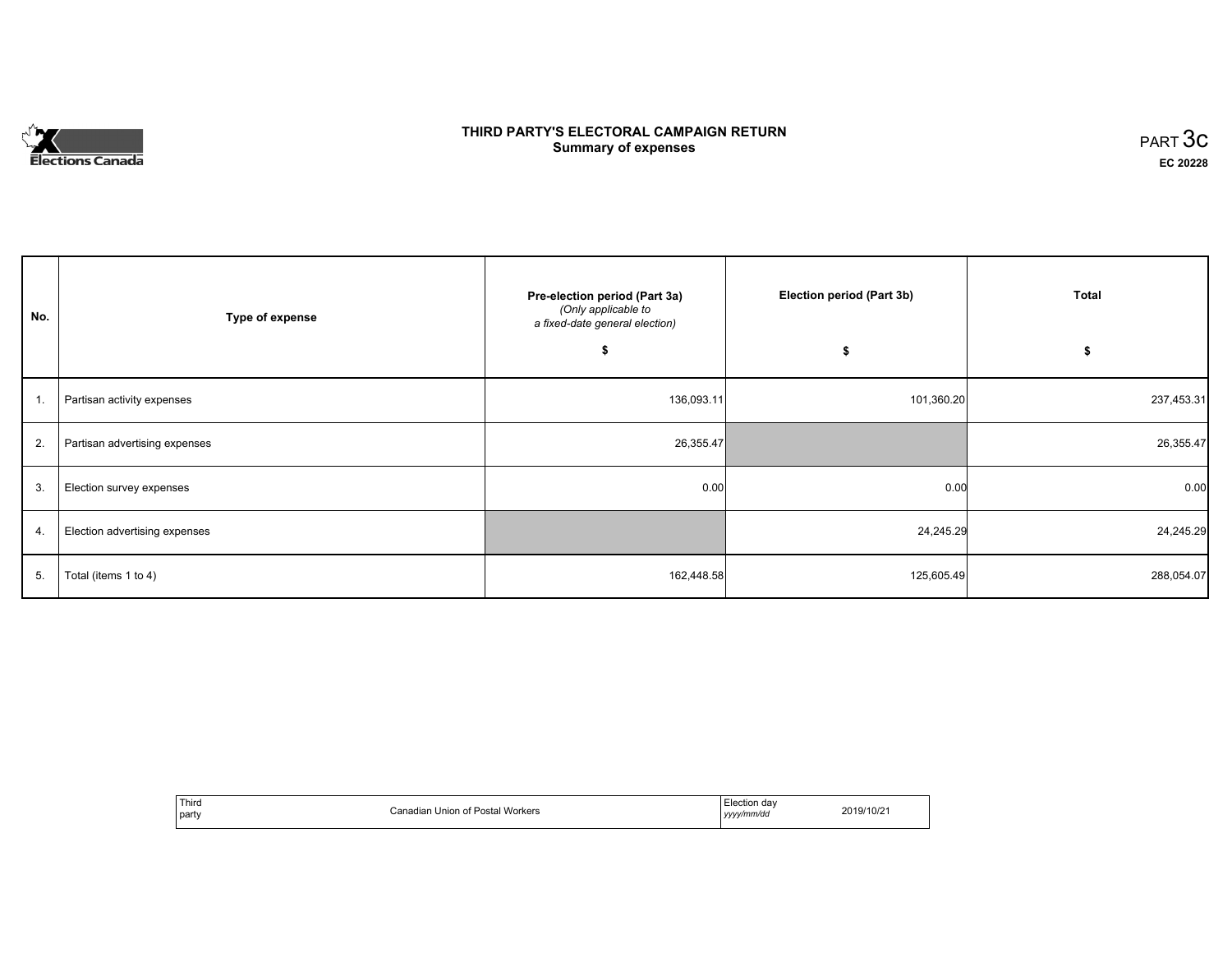Elections Canada

# THIRD PARTY'S ELECTORAL CAMPAIGN RETURN
## Summary of expenses

PART 3c

**EC 20228**

| No. | Type of expense | Pre-election period (Part 3a) *(Only applicable to a fixed-date general election)* $ | Election period (Part 3b) $ | Total $ |
|---|---|---|---|---|
| 1. | Partisan activity expenses | 136,093.11 | 101,360.20 | 237,453.31 |
| 2. | Partisan advertising expenses | 26,355.47 | | 26,355.47 |
| 3. | Election survey expenses | 0.00 | 0.00 | 0.00 |
| 4. | Election advertising expenses | | 24,245.29 | 24,245.29 |
| 5. | Total (items 1 to 4) | 162,448.58 | 125,605.49 | 288,054.07 |

| Third party | Canadian Union of Postal Workers | Election day *yyyy/mm/dd* | 2019/10/21 |
|---|---|---|---|